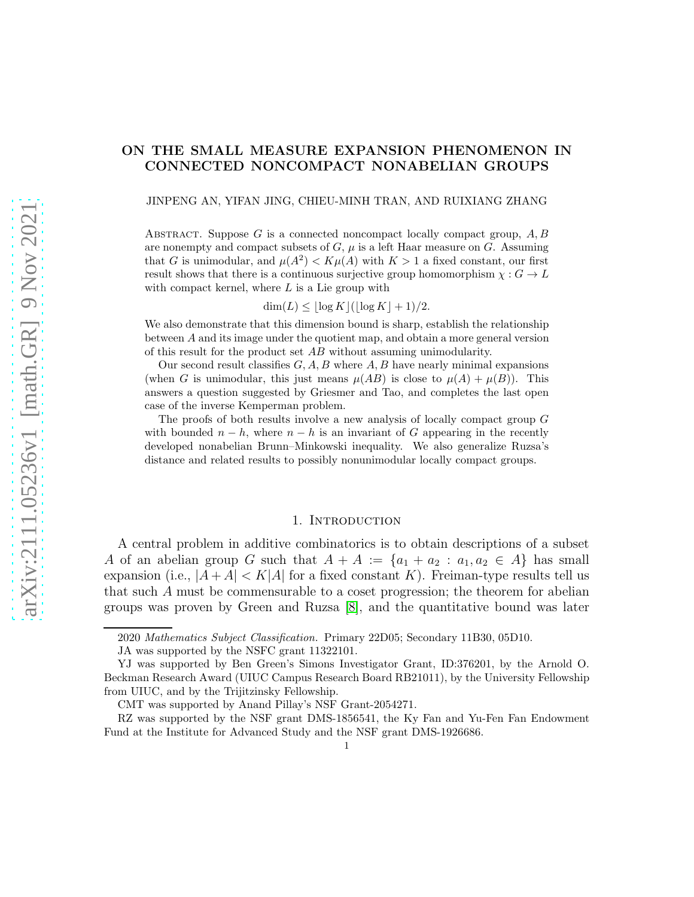# ON THE SMALL MEASURE EXPANSION PHENOMENON IN CONNECTED NONCOMPACT NONABELIAN GROUPS

JINPENG AN, YIFAN JING, CHIEU-MINH TRAN, AND RUIXIANG ZHANG

Abstract. Suppose $G$ is a connected noncompact locally compact group, $A, B$ are nonempty and compact subsets of $G$, $\mu$ is a left Haar measure on $G$. Assuming that $G$ is unimodular, and $\mu(A^2) < K\mu(A)$ with $K > 1$ a fixed constant, our first result shows that there is a continuous surjective group homomorphism $\chi : G \to L$ with compact kernel, where $L$ is a Lie group with

$$\dim(L) \leq \lfloor \log K \rfloor (\lfloor \log K \rfloor + 1)/2.$$

We also demonstrate that this dimension bound is sharp, establish the relationship between $A$ and its image under the quotient map, and obtain a more general version of this result for the product set $AB$ without assuming unimodularity.

Our second result classifies $G, A, B$ where $A, B$ have nearly minimal expansions (when $G$ is unimodular, this just means $\mu(AB)$ is close to $\mu(A) + \mu(B)$). This answers a question suggested by Griesmer and Tao, and completes the last open case of the inverse Kemperman problem.

The proofs of both results involve a new analysis of locally compact group $G$ with bounded $n - h$, where $n - h$ is an invariant of $G$ appearing in the recently developed nonabelian Brunn–Minkowski inequality. We also generalize Ruzsa's distance and related results to possibly nonunimodular locally compact groups.

## 1. Introduction

A central problem in additive combinatorics is to obtain descriptions of a subset $A$ of an abelian group $G$ such that $A + A := \{a_1 + a_2 : a_1, a_2 \in A\}$ has small expansion (i.e., $|A + A| < K|A|$ for a fixed constant $K$). Freiman-type results tell us that such $A$ must be commensurable to a coset progression; the theorem for abelian groups was proven by Green and Ruzsa [8], and the quantitative bound was later

---

2020 *Mathematics Subject Classification.* Primary 22D05; Secondary 11B30, 05D10.

JA was supported by the NSFC grant 11322101.

YJ was supported by Ben Green's Simons Investigator Grant, ID:376201, by the Arnold O. Beckman Research Award (UIUC Campus Research Board RB21011), by the University Fellowship from UIUC, and by the Trijitzinsky Fellowship.

CMT was supported by Anand Pillay's NSF Grant-2054271.

RZ was supported by the NSF grant DMS-1856541, the Ky Fan and Yu-Fen Fan Endowment Fund at the Institute for Advanced Study and the NSF grant DMS-1926686.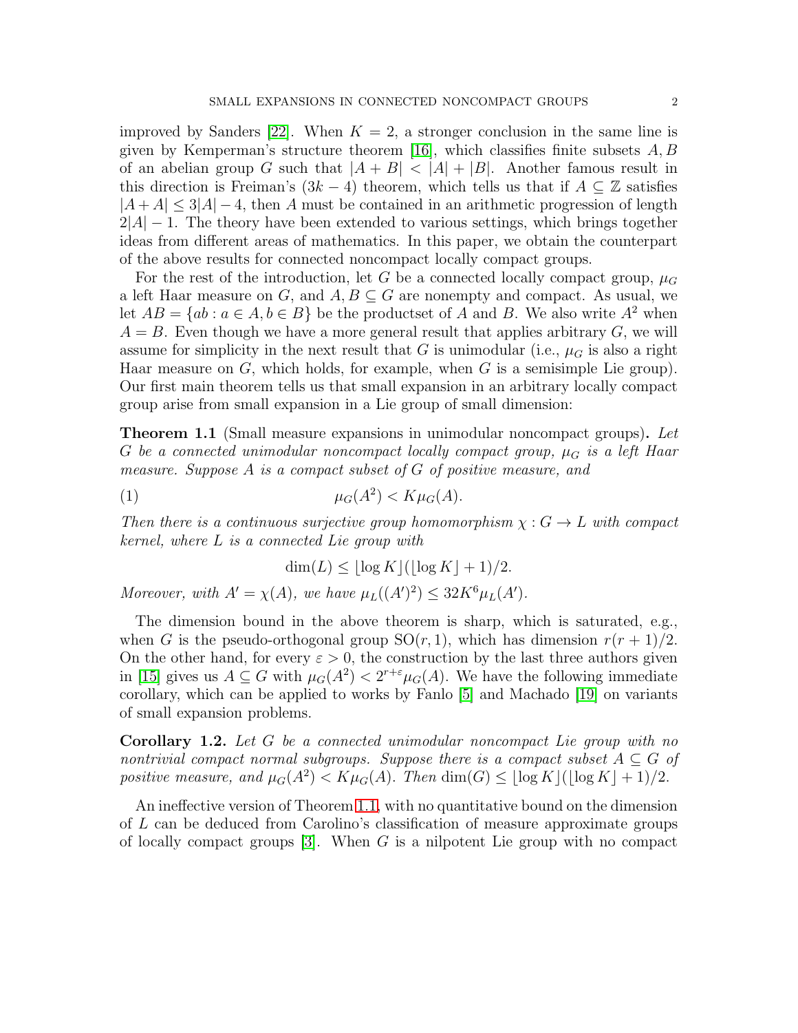improved by Sanders [22]. When $K = 2$, a stronger conclusion in the same line is given by Kemperman's structure theorem [16], which classifies finite subsets $A, B$ of an abelian group $G$ such that $|A + B| < |A| + |B|$. Another famous result in this direction is Freiman's $(3k - 4)$ theorem, which tells us that if $A \subseteq \mathbb{Z}$ satisfies $|A + A| \le 3|A| - 4$, then $A$ must be contained in an arithmetic progression of length $2|A| - 1$. The theory have been extended to various settings, which brings together ideas from different areas of mathematics. In this paper, we obtain the counterpart of the above results for connected noncompact locally compact groups.

For the rest of the introduction, let $G$ be a connected locally compact group, $\mu_G$ a left Haar measure on $G$, and $A, B \subseteq G$ are nonempty and compact. As usual, we let $AB = \{ab : a \in A, b \in B\}$ be the productset of $A$ and $B$. We also write $A^2$ when $A = B$. Even though we have a more general result that applies arbitrary $G$, we will assume for simplicity in the next result that $G$ is unimodular (i.e., $\mu_G$ is also a right Haar measure on $G$, which holds, for example, when $G$ is a semisimple Lie group). Our first main theorem tells us that small expansion in an arbitrary locally compact group arise from small expansion in a Lie group of small dimension:

**Theorem 1.1** (Small measure expansions in unimodular noncompact groups)**.** *Let $G$ be a connected unimodular noncompact locally compact group, $\mu_G$ is a left Haar measure. Suppose $A$ is a compact subset of $G$ of positive measure, and*

$$\mu_G(A^2) < K\mu_G(A). \tag{1}$$

*Then there is a continuous surjective group homomorphism $\chi : G \to L$ with compact kernel, where $L$ is a connected Lie group with*

$$\dim(L) \le \lfloor \log K \rfloor (\lfloor \log K \rfloor + 1)/2.$$

*Moreover, with $A' = \chi(A)$, we have $\mu_L((A')^2) \le 32K^6 \mu_L(A')$.*

The dimension bound in the above theorem is sharp, which is saturated, e.g., when $G$ is the pseudo-orthogonal group $\mathrm{SO}(r, 1)$, which has dimension $r(r + 1)/2$. On the other hand, for every $\varepsilon > 0$, the construction by the last three authors given in [15] gives us $A \subseteq G$ with $\mu_G(A^2) < 2^{r+\varepsilon}\mu_G(A)$. We have the following immediate corollary, which can be applied to works by Fanlo [5] and Machado [19] on variants of small expansion problems.

**Corollary 1.2.** *Let $G$ be a connected unimodular noncompact Lie group with no nontrivial compact normal subgroups. Suppose there is a compact subset $A \subseteq G$ of positive measure, and $\mu_G(A^2) < K\mu_G(A)$. Then $\dim(G) \le \lfloor \log K \rfloor (\lfloor \log K \rfloor + 1)/2$.*

An ineffective version of Theorem 1.1, with no quantitative bound on the dimension of $L$ can be deduced from Carolino's classification of measure approximate groups of locally compact groups [3]. When $G$ is a nilpotent Lie group with no compact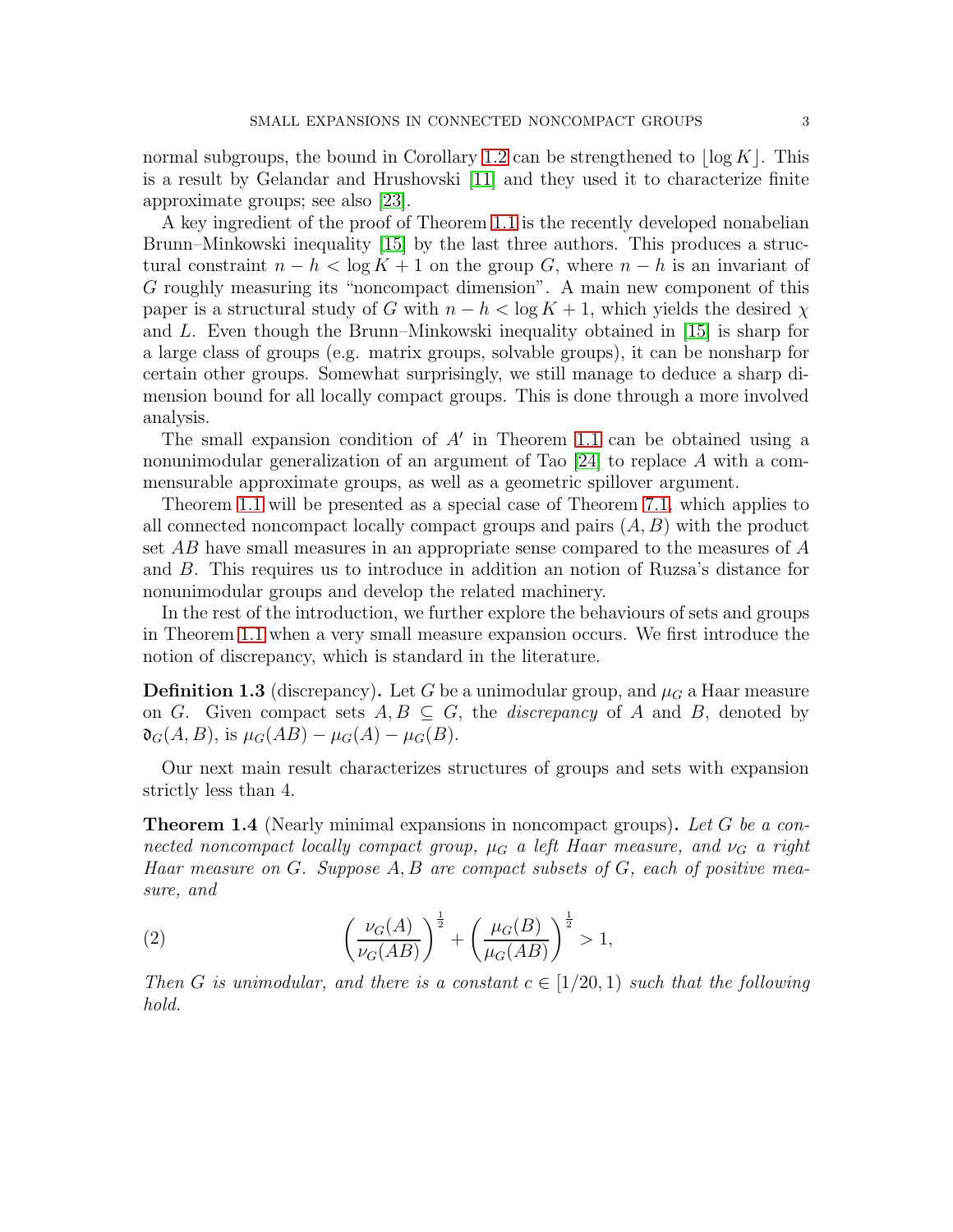normal subgroups, the bound in Corollary 1.2 can be strengthened to $\lfloor \log K \rfloor$. This is a result by Gelandar and Hrushovski [11] and they used it to characterize finite approximate groups; see also [23].

A key ingredient of the proof of Theorem 1.1 is the recently developed nonabelian Brunn–Minkowski inequality [15] by the last three authors. This produces a structural constraint $n - h < \log K + 1$ on the group $G$, where $n - h$ is an invariant of $G$ roughly measuring its "noncompact dimension". A main new component of this paper is a structural study of $G$ with $n - h < \log K + 1$, which yields the desired $\chi$ and $L$. Even though the Brunn–Minkowski inequality obtained in [15] is sharp for a large class of groups (e.g. matrix groups, solvable groups), it can be nonsharp for certain other groups. Somewhat surprisingly, we still manage to deduce a sharp dimension bound for all locally compact groups. This is done through a more involved analysis.

The small expansion condition of $A'$ in Theorem 1.1 can be obtained using a nonunimodular generalization of an argument of Tao [24] to replace $A$ with a commensurable approximate groups, as well as a geometric spillover argument.

Theorem 1.1 will be presented as a special case of Theorem 7.1, which applies to all connected noncompact locally compact groups and pairs $(A, B)$ with the product set $AB$ have small measures in an appropriate sense compared to the measures of $A$ and $B$. This requires us to introduce in addition an notion of Ruzsa's distance for nonunimodular groups and develop the related machinery.

In the rest of the introduction, we further explore the behaviours of sets and groups in Theorem 1.1 when a very small measure expansion occurs. We first introduce the notion of discrepancy, which is standard in the literature.

**Definition 1.3** (discrepancy)**.** Let $G$ be a unimodular group, and $\mu_G$ a Haar measure on $G$. Given compact sets $A, B \subseteq G$, the *discrepancy* of $A$ and $B$, denoted by $\mathfrak{d}_G(A, B)$, is $\mu_G(AB) - \mu_G(A) - \mu_G(B)$.

Our next main result characterizes structures of groups and sets with expansion strictly less than 4.

**Theorem 1.4** (Nearly minimal expansions in noncompact groups)**.** *Let $G$ be a connected noncompact locally compact group, $\mu_G$ a left Haar measure, and $\nu_G$ a right Haar measure on $G$. Suppose $A, B$ are compact subsets of $G$, each of positive measure, and*

$$\left(\frac{\nu_G(A)}{\nu_G(AB)}\right)^{\frac{1}{2}} + \left(\frac{\mu_G(B)}{\mu_G(AB)}\right)^{\frac{1}{2}} > 1, \tag{2}$$

*Then $G$ is unimodular, and there is a constant $c \in [1/20, 1)$ such that the following hold.*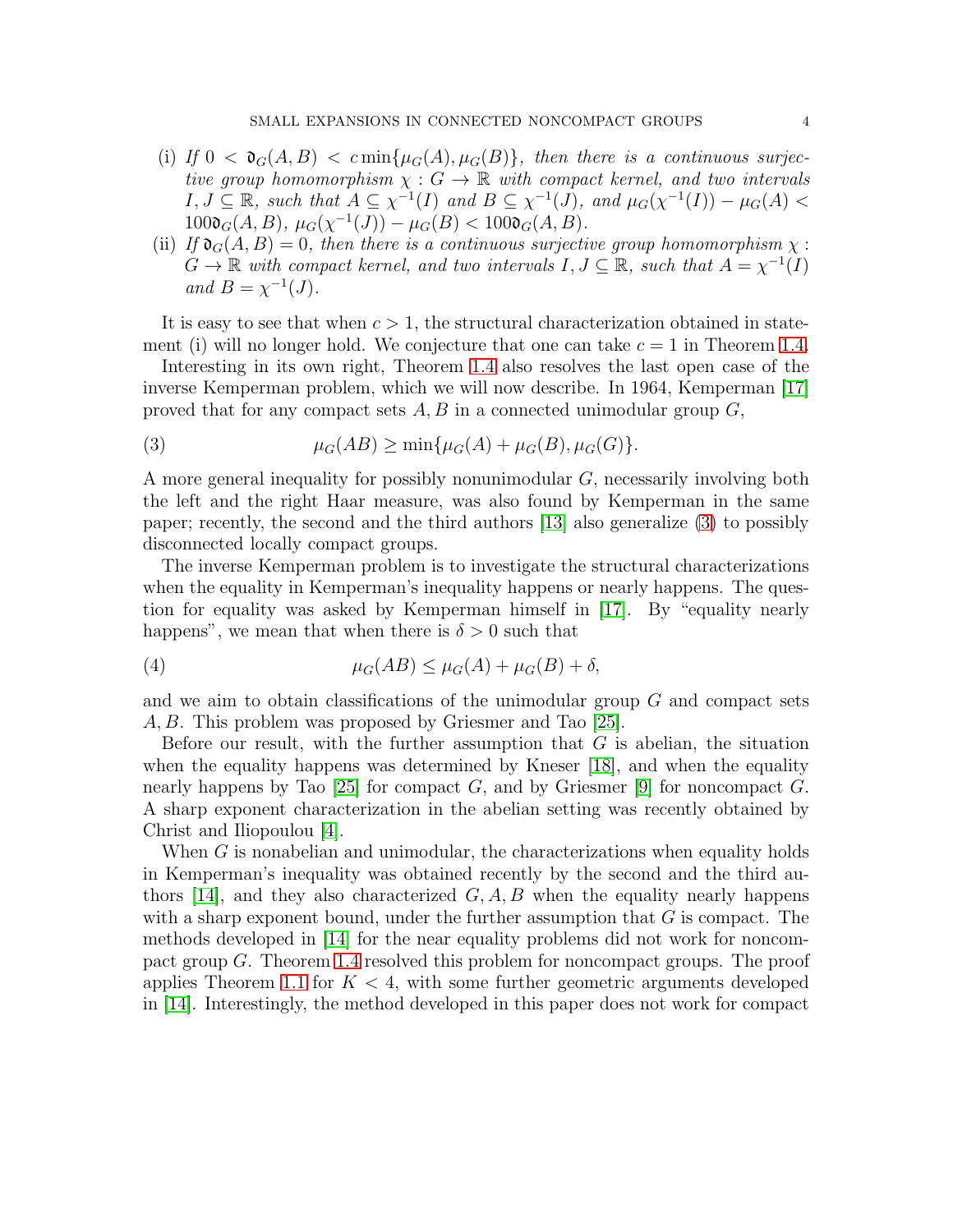(i) *If* $0 < \mathfrak{d}_G(A, B) < c\min\{\mu_G(A), \mu_G(B)\}$, *then there is a continuous surjective group homomorphism* $\chi : G \to \mathbb{R}$ *with compact kernel, and two intervals* $I, J \subseteq \mathbb{R}$, *such that* $A \subseteq \chi^{-1}(I)$ *and* $B \subseteq \chi^{-1}(J)$, *and* $\mu_G(\chi^{-1}(I)) - \mu_G(A) < 100\mathfrak{d}_G(A, B)$, $\mu_G(\chi^{-1}(J)) - \mu_G(B) < 100\mathfrak{d}_G(A, B)$.

(ii) *If* $\mathfrak{d}_G(A, B) = 0$, *then there is a continuous surjective group homomorphism* $\chi : G \to \mathbb{R}$ *with compact kernel, and two intervals* $I, J \subseteq \mathbb{R}$, *such that* $A = \chi^{-1}(I)$ *and* $B = \chi^{-1}(J)$.

It is easy to see that when $c > 1$, the structural characterization obtained in statement (i) will no longer hold. We conjecture that one can take $c = 1$ in Theorem 1.4.

Interesting in its own right, Theorem 1.4 also resolves the last open case of the inverse Kemperman problem, which we will now describe. In 1964, Kemperman [17] proved that for any compact sets $A, B$ in a connected unimodular group $G$,

$$\mu_G(AB) \geq \min\{\mu_G(A) + \mu_G(B), \mu_G(G)\}. \tag{3}$$

A more general inequality for possibly nonunimodular $G$, necessarily involving both the left and the right Haar measure, was also found by Kemperman in the same paper; recently, the second and the third authors [13] also generalize (3) to possibly disconnected locally compact groups.

The inverse Kemperman problem is to investigate the structural characterizations when the equality in Kemperman's inequality happens or nearly happens. The question for equality was asked by Kemperman himself in [17]. By "equality nearly happens", we mean that when there is $\delta > 0$ such that

$$\mu_G(AB) \leq \mu_G(A) + \mu_G(B) + \delta, \tag{4}$$

and we aim to obtain classifications of the unimodular group $G$ and compact sets $A, B$. This problem was proposed by Griesmer and Tao [25].

Before our result, with the further assumption that $G$ is abelian, the situation when the equality happens was determined by Kneser [18], and when the equality nearly happens by Tao [25] for compact $G$, and by Griesmer [9] for noncompact $G$. A sharp exponent characterization in the abelian setting was recently obtained by Christ and Iliopoulou [4].

When $G$ is nonabelian and unimodular, the characterizations when equality holds in Kemperman's inequality was obtained recently by the second and the third authors [14], and they also characterized $G, A, B$ when the equality nearly happens with a sharp exponent bound, under the further assumption that $G$ is compact. The methods developed in [14] for the near equality problems did not work for noncompact group $G$. Theorem 1.4 resolved this problem for noncompact groups. The proof applies Theorem 1.1 for $K < 4$, with some further geometric arguments developed in [14]. Interestingly, the method developed in this paper does not work for compact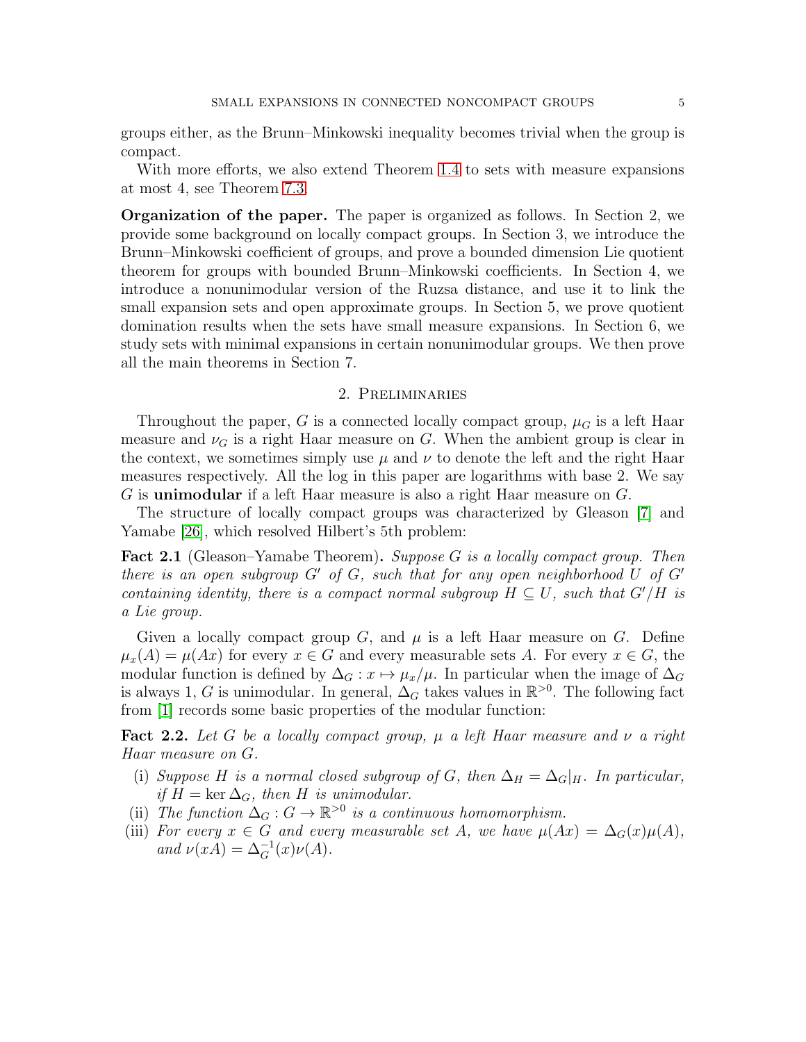groups either, as the Brunn–Minkowski inequality becomes trivial when the group is compact.

With more efforts, we also extend Theorem 1.4 to sets with measure expansions at most 4, see Theorem 7.3.

**Organization of the paper.** The paper is organized as follows. In Section 2, we provide some background on locally compact groups. In Section 3, we introduce the Brunn–Minkowski coefficient of groups, and prove a bounded dimension Lie quotient theorem for groups with bounded Brunn–Minkowski coefficients. In Section 4, we introduce a nonunimodular version of the Ruzsa distance, and use it to link the small expansion sets and open approximate groups. In Section 5, we prove quotient domination results when the sets have small measure expansions. In Section 6, we study sets with minimal expansions in certain nonunimodular groups. We then prove all the main theorems in Section 7.

## 2. Preliminaries

Throughout the paper, $G$ is a connected locally compact group, $\mu_G$ is a left Haar measure and $\nu_G$ is a right Haar measure on $G$. When the ambient group is clear in the context, we sometimes simply use $\mu$ and $\nu$ to denote the left and the right Haar measures respectively. All the log in this paper are logarithms with base 2. We say $G$ is **unimodular** if a left Haar measure is also a right Haar measure on $G$.

The structure of locally compact groups was characterized by Gleason [7] and Yamabe [26], which resolved Hilbert's 5th problem:

**Fact 2.1** (Gleason–Yamabe Theorem)**.** *Suppose $G$ is a locally compact group. Then there is an open subgroup $G'$ of $G$, such that for any open neighborhood $U$ of $G'$ containing identity, there is a compact normal subgroup $H \subseteq U$, such that $G'/H$ is a Lie group.*

Given a locally compact group $G$, and $\mu$ is a left Haar measure on $G$. Define $\mu_x(A) = \mu(Ax)$ for every $x \in G$ and every measurable sets $A$. For every $x \in G$, the modular function is defined by $\Delta_G : x \mapsto \mu_x/\mu$. In particular when the image of $\Delta_G$ is always 1, $G$ is unimodular. In general, $\Delta_G$ takes values in $\mathbb{R}^{>0}$. The following fact from [1] records some basic properties of the modular function:

**Fact 2.2.** *Let $G$ be a locally compact group, $\mu$ a left Haar measure and $\nu$ a right Haar measure on $G$.*

(i) *Suppose $H$ is a normal closed subgroup of $G$, then $\Delta_H = \Delta_G|_H$. In particular, if $H = \ker \Delta_G$, then $H$ is unimodular.*

(ii) *The function $\Delta_G : G \to \mathbb{R}^{>0}$ is a continuous homomorphism.*

(iii) *For every $x \in G$ and every measurable set $A$, we have $\mu(Ax) = \Delta_G(x)\mu(A)$, and $\nu(xA) = \Delta_G^{-1}(x)\nu(A)$.*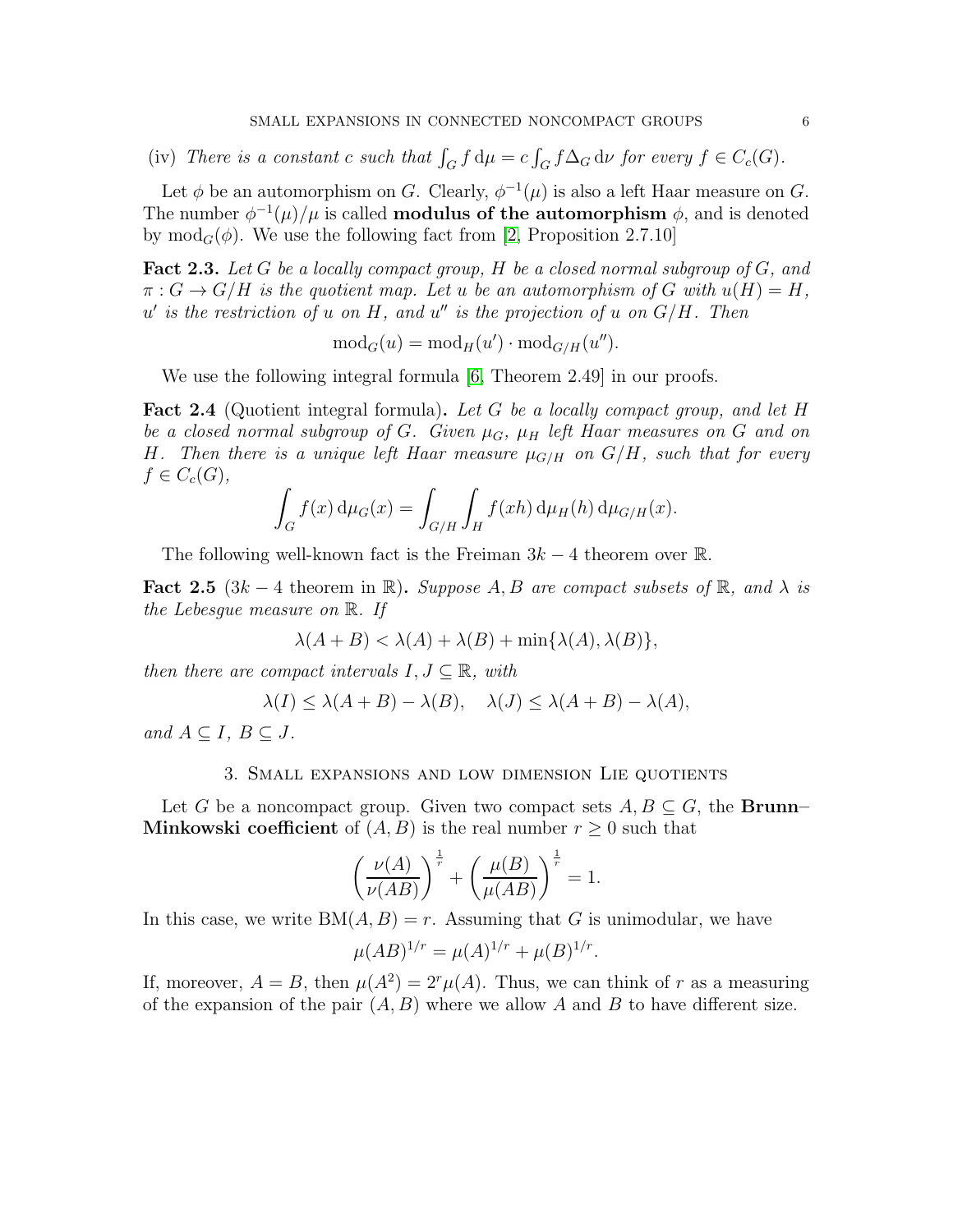(iv) *There is a constant $c$ such that $\int_G f \,\mathrm{d}\mu = c \int_G f \Delta_G \,\mathrm{d}\nu$ for every $f \in C_c(G)$.*

Let $\phi$ be an automorphism on $G$. Clearly, $\phi^{-1}(\mu)$ is also a left Haar measure on $G$. The number $\phi^{-1}(\mu)/\mu$ is called **modulus of the automorphism** $\phi$, and is denoted by $\mathrm{mod}_G(\phi)$. We use the following fact from [2, Proposition 2.7.10]

**Fact 2.3.** *Let $G$ be a locally compact group, $H$ be a closed normal subgroup of $G$, and $\pi : G \to G/H$ is the quotient map. Let $u$ be an automorphism of $G$ with $u(H) = H$, $u'$ is the restriction of $u$ on $H$, and $u''$ is the projection of $u$ on $G/H$. Then*

$$\mathrm{mod}_G(u) = \mathrm{mod}_H(u') \cdot \mathrm{mod}_{G/H}(u'').$$

We use the following integral formula [6, Theorem 2.49] in our proofs.

**Fact 2.4** (Quotient integral formula)**.** *Let $G$ be a locally compact group, and let $H$ be a closed normal subgroup of $G$. Given $\mu_G$, $\mu_H$ left Haar measures on $G$ and on $H$. Then there is a unique left Haar measure $\mu_{G/H}$ on $G/H$, such that for every $f \in C_c(G)$,*

$$\int_G f(x) \,\mathrm{d}\mu_G(x) = \int_{G/H} \int_H f(xh) \,\mathrm{d}\mu_H(h) \,\mathrm{d}\mu_{G/H}(x).$$

The following well-known fact is the Freiman $3k - 4$ theorem over $\mathbb{R}$.

**Fact 2.5** ($3k - 4$ theorem in $\mathbb{R}$)**.** *Suppose $A, B$ are compact subsets of $\mathbb{R}$, and $\lambda$ is the Lebesgue measure on $\mathbb{R}$. If*

$$\lambda(A + B) < \lambda(A) + \lambda(B) + \min\{\lambda(A), \lambda(B)\},$$

*then there are compact intervals $I, J \subseteq \mathbb{R}$, with*

$$\lambda(I) \le \lambda(A + B) - \lambda(B), \quad \lambda(J) \le \lambda(A + B) - \lambda(A),$$

*and $A \subseteq I$, $B \subseteq J$.*

## 3. Small expansions and low dimension Lie quotients

Let $G$ be a noncompact group. Given two compact sets $A, B \subseteq G$, the **Brunn–Minkowski coefficient** of $(A, B)$ is the real number $r \ge 0$ such that

$$\left(\frac{\nu(A)}{\nu(AB)}\right)^{\frac{1}{r}} + \left(\frac{\mu(B)}{\mu(AB)}\right)^{\frac{1}{r}} = 1.$$

In this case, we write $\mathrm{BM}(A, B) = r$. Assuming that $G$ is unimodular, we have

$$\mu(AB)^{1/r} = \mu(A)^{1/r} + \mu(B)^{1/r}.$$

If, moreover, $A = B$, then $\mu(A^2) = 2^r \mu(A)$. Thus, we can think of $r$ as a measuring of the expansion of the pair $(A, B)$ where we allow $A$ and $B$ to have different size.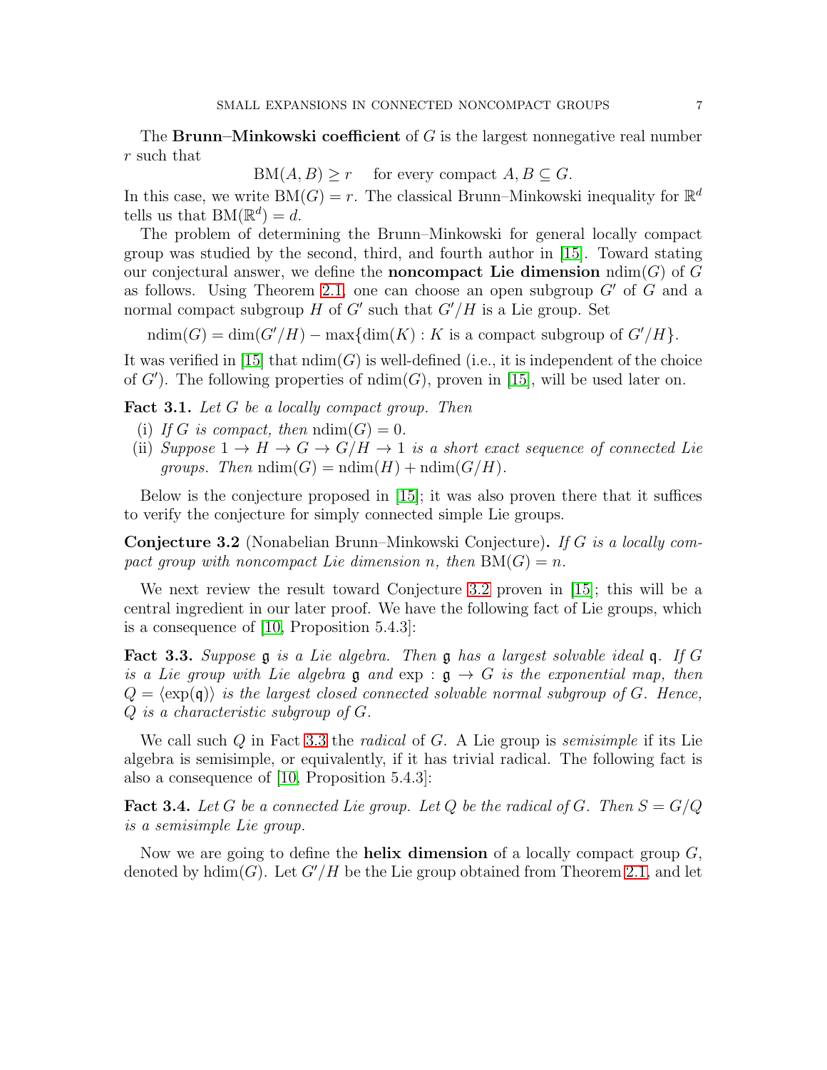The **Brunn–Minkowski coefficient** of $G$ is the largest nonnegative real number $r$ such that

$$\mathrm{BM}(A, B) \geq r \quad \text{for every compact } A, B \subseteq G.$$

In this case, we write $\mathrm{BM}(G) = r$. The classical Brunn–Minkowski inequality for $\mathbb{R}^d$ tells us that $\mathrm{BM}(\mathbb{R}^d) = d$.

The problem of determining the Brunn–Minkowski for general locally compact group was studied by the second, third, and fourth author in [15]. Toward stating our conjectural answer, we define the **noncompact Lie dimension** $\mathrm{ndim}(G)$ of $G$ as follows. Using Theorem 2.1, one can choose an open subgroup $G'$ of $G$ and a normal compact subgroup $H$ of $G'$ such that $G'/H$ is a Lie group. Set

$$\mathrm{ndim}(G) = \dim(G'/H) - \max\{\dim(K) : K \text{ is a compact subgroup of } G'/H\}.$$

It was verified in [15] that $\mathrm{ndim}(G)$ is well-defined (i.e., it is independent of the choice of $G'$). The following properties of $\mathrm{ndim}(G)$, proven in [15], will be used later on.

**Fact 3.1.** *Let $G$ be a locally compact group. Then*

(i) *If $G$ is compact, then $\mathrm{ndim}(G) = 0$.*

(ii) *Suppose $1 \to H \to G \to G/H \to 1$ is a short exact sequence of connected Lie groups. Then $\mathrm{ndim}(G) = \mathrm{ndim}(H) + \mathrm{ndim}(G/H)$.*

Below is the conjecture proposed in [15]; it was also proven there that it suffices to verify the conjecture for simply connected simple Lie groups.

**Conjecture 3.2** (Nonabelian Brunn–Minkowski Conjecture)**.** *If $G$ is a locally compact group with noncompact Lie dimension $n$, then $\mathrm{BM}(G) = n$.*

We next review the result toward Conjecture 3.2 proven in [15]; this will be a central ingredient in our later proof. We have the following fact of Lie groups, which is a consequence of [10, Proposition 5.4.3]:

**Fact 3.3.** *Suppose $\mathfrak{g}$ is a Lie algebra. Then $\mathfrak{g}$ has a largest solvable ideal $\mathfrak{q}$. If $G$ is a Lie group with Lie algebra $\mathfrak{g}$ and $\exp : \mathfrak{g} \to G$ is the exponential map, then $Q = \langle \exp(\mathfrak{q}) \rangle$ is the largest closed connected solvable normal subgroup of $G$. Hence, $Q$ is a characteristic subgroup of $G$.*

We call such $Q$ in Fact 3.3 the *radical* of $G$. A Lie group is *semisimple* if its Lie algebra is semisimple, or equivalently, if it has trivial radical. The following fact is also a consequence of [10, Proposition 5.4.3]:

**Fact 3.4.** *Let $G$ be a connected Lie group. Let $Q$ be the radical of $G$. Then $S = G/Q$ is a semisimple Lie group.*

Now we are going to define the **helix dimension** of a locally compact group $G$, denoted by $\mathrm{hdim}(G)$. Let $G'/H$ be the Lie group obtained from Theorem 2.1, and let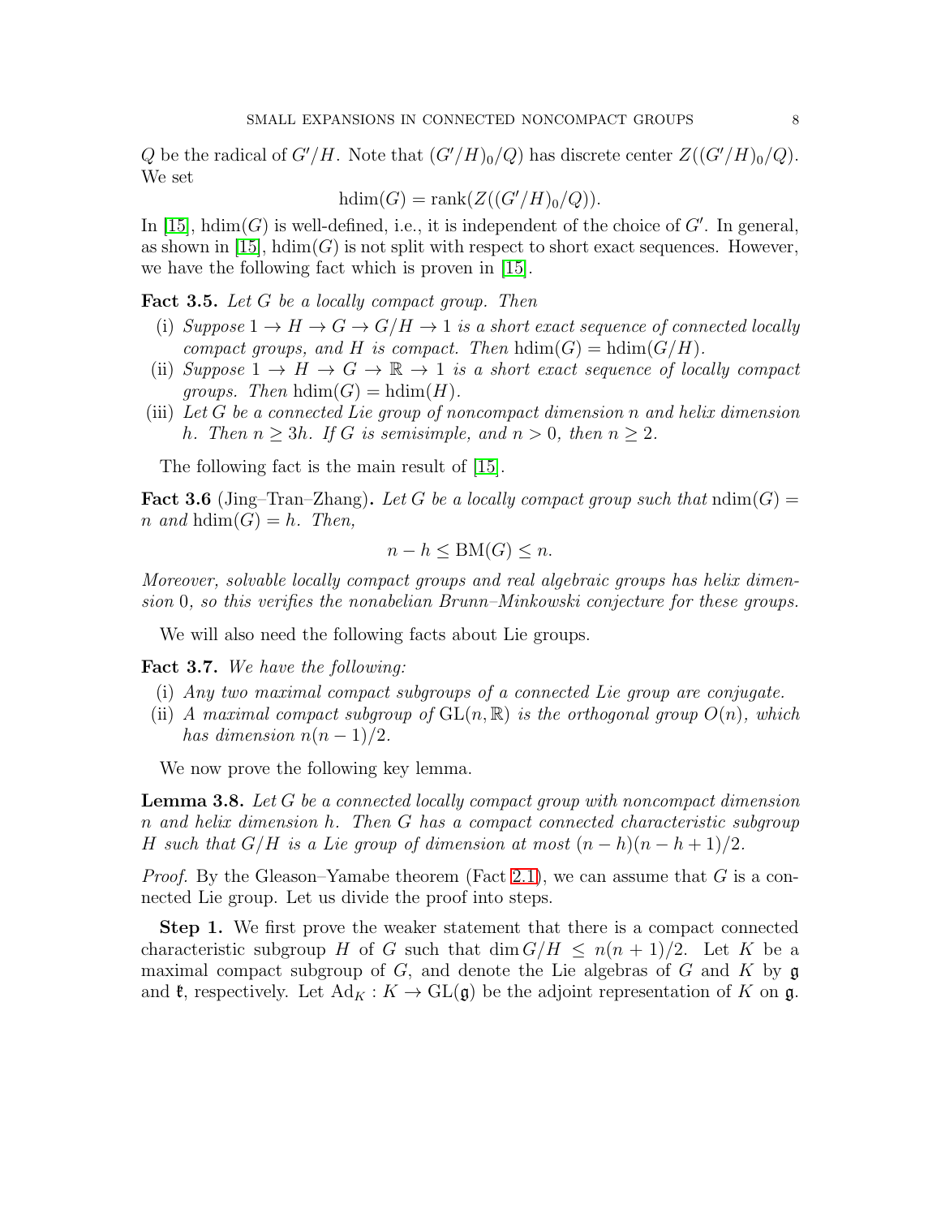$Q$ be the radical of $G'/H$. Note that $(G'/H)_0/Q)$ has discrete center $Z((G'/H)_0/Q)$. We set

$$\mathrm{hdim}(G) = \mathrm{rank}(Z((G'/H)_0/Q)).$$

In [15], $\mathrm{hdim}(G)$ is well-defined, i.e., it is independent of the choice of $G'$. In general, as shown in [15], $\mathrm{hdim}(G)$ is not split with respect to short exact sequences. However, we have the following fact which is proven in [15].

**Fact 3.5.** *Let $G$ be a locally compact group. Then*

- (i) *Suppose $1 \to H \to G \to G/H \to 1$ is a short exact sequence of connected locally compact groups, and $H$ is compact. Then $\mathrm{hdim}(G) = \mathrm{hdim}(G/H)$.*
- (ii) *Suppose $1 \to H \to G \to \mathbb{R} \to 1$ is a short exact sequence of locally compact groups. Then $\mathrm{hdim}(G) = \mathrm{hdim}(H)$.*
- (iii) *Let $G$ be a connected Lie group of noncompact dimension n and helix dimension $h$. Then $n \geq 3h$. If $G$ is semisimple, and $n > 0$, then $n \geq 2$.*

The following fact is the main result of [15].

**Fact 3.6** (Jing–Tran–Zhang)**.** *Let $G$ be a locally compact group such that $\mathrm{ndim}(G) = n$ and $\mathrm{hdim}(G) = h$. Then,*

$$n - h \leq \mathrm{BM}(G) \leq n.$$

*Moreover, solvable locally compact groups and real algebraic groups has helix dimension 0, so this verifies the nonabelian Brunn–Minkowski conjecture for these groups.*

We will also need the following facts about Lie groups.

**Fact 3.7.** *We have the following:*

- (i) *Any two maximal compact subgroups of a connected Lie group are conjugate.*
- (ii) *A maximal compact subgroup of $\mathrm{GL}(n, \mathbb{R})$ is the orthogonal group $O(n)$, which has dimension $n(n-1)/2$.*

We now prove the following key lemma.

**Lemma 3.8.** *Let $G$ be a connected locally compact group with noncompact dimension $n$ and helix dimension $h$. Then $G$ has a compact connected characteristic subgroup $H$ such that $G/H$ is a Lie group of dimension at most $(n-h)(n-h+1)/2$.*

*Proof.* By the Gleason–Yamabe theorem (Fact 2.1), we can assume that $G$ is a connected Lie group. Let us divide the proof into steps.

**Step 1.** We first prove the weaker statement that there is a compact connected characteristic subgroup $H$ of $G$ such that $\dim G/H \leq n(n+1)/2$. Let $K$ be a maximal compact subgroup of $G$, and denote the Lie algebras of $G$ and $K$ by $\mathfrak{g}$ and $\mathfrak{k}$, respectively. Let $\mathrm{Ad}_K : K \to \mathrm{GL}(\mathfrak{g})$ be the adjoint representation of $K$ on $\mathfrak{g}$.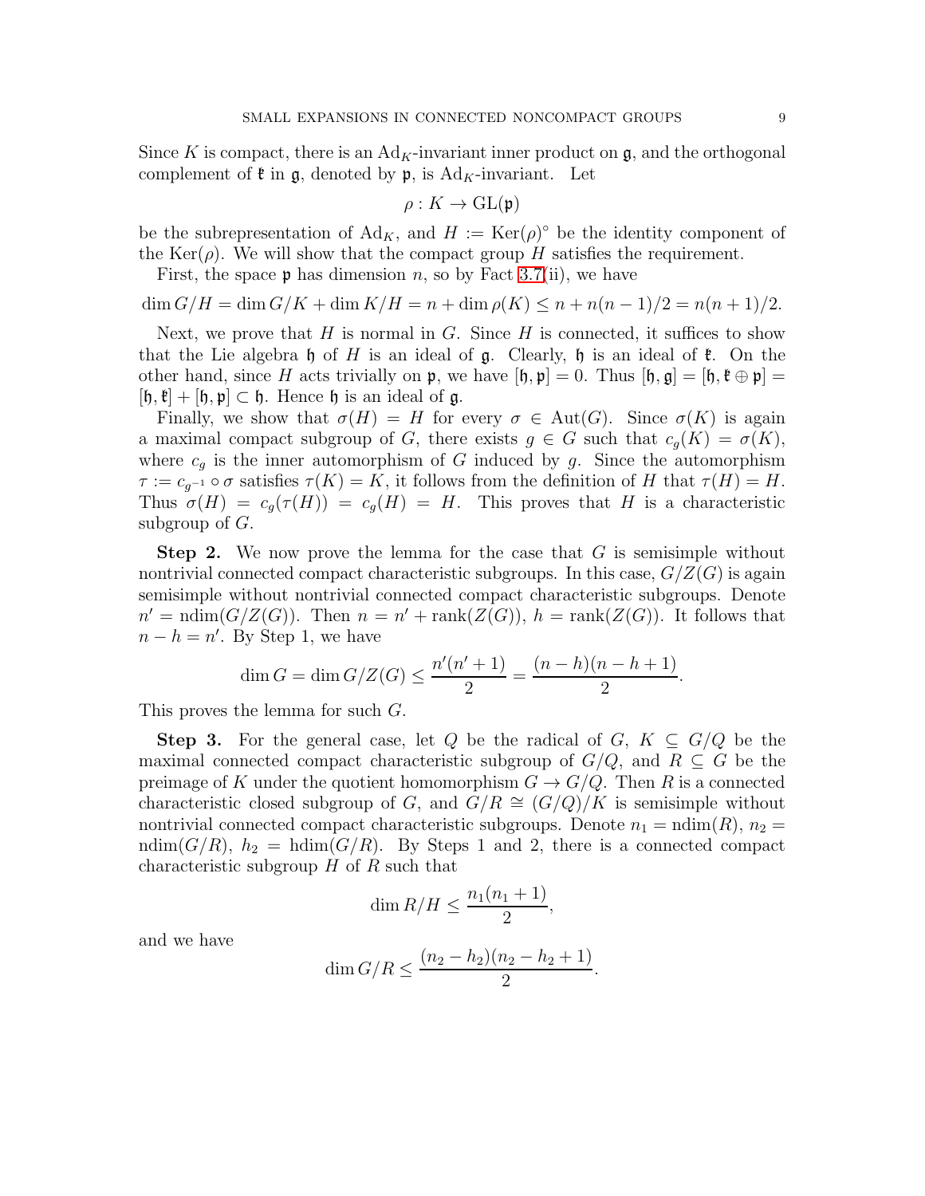Since $K$ is compact, there is an $\mathrm{Ad}_K$-invariant inner product on $\mathfrak{g}$, and the orthogonal complement of $\mathfrak{k}$ in $\mathfrak{g}$, denoted by $\mathfrak{p}$, is $\mathrm{Ad}_K$-invariant. Let

$$\rho : K \to \mathrm{GL}(\mathfrak{p})$$

be the subrepresentation of $\mathrm{Ad}_K$, and $H := \mathrm{Ker}(\rho)^\circ$ be the identity component of the $\mathrm{Ker}(\rho)$. We will show that the compact group $H$ satisfies the requirement.

First, the space $\mathfrak{p}$ has dimension $n$, so by Fact 3.7(ii), we have

$$\dim G/H = \dim G/K + \dim K/H = n + \dim \rho(K) \le n + n(n-1)/2 = n(n+1)/2.$$

Next, we prove that $H$ is normal in $G$. Since $H$ is connected, it suffices to show that the Lie algebra $\mathfrak{h}$ of $H$ is an ideal of $\mathfrak{g}$. Clearly, $\mathfrak{h}$ is an ideal of $\mathfrak{k}$. On the other hand, since $H$ acts trivially on $\mathfrak{p}$, we have $[\mathfrak{h}, \mathfrak{p}] = 0$. Thus $[\mathfrak{h}, \mathfrak{g}] = [\mathfrak{h}, \mathfrak{k} \oplus \mathfrak{p}] = [\mathfrak{h}, \mathfrak{k}] + [\mathfrak{h}, \mathfrak{p}] \subset \mathfrak{h}$. Hence $\mathfrak{h}$ is an ideal of $\mathfrak{g}$.

Finally, we show that $\sigma(H) = H$ for every $\sigma \in \mathrm{Aut}(G)$. Since $\sigma(K)$ is again a maximal compact subgroup of $G$, there exists $g \in G$ such that $c_g(K) = \sigma(K)$, where $c_g$ is the inner automorphism of $G$ induced by $g$. Since the automorphism $\tau := c_{g^{-1}} \circ \sigma$ satisfies $\tau(K) = K$, it follows from the definition of $H$ that $\tau(H) = H$. Thus $\sigma(H) = c_g(\tau(H)) = c_g(H) = H$. This proves that $H$ is a characteristic subgroup of $G$.

**Step 2.** We now prove the lemma for the case that $G$ is semisimple without nontrivial connected compact characteristic subgroups. In this case, $G/Z(G)$ is again semisimple without nontrivial connected compact characteristic subgroups. Denote $n' = \mathrm{ndim}(G/Z(G))$. Then $n = n' + \mathrm{rank}(Z(G))$, $h = \mathrm{rank}(Z(G))$. It follows that $n - h = n'$. By Step 1, we have

$$\dim G = \dim G/Z(G) \le \frac{n'(n'+1)}{2} = \frac{(n-h)(n-h+1)}{2}.$$

This proves the lemma for such $G$.

**Step 3.** For the general case, let $Q$ be the radical of $G$, $K \subseteq G/Q$ be the maximal connected compact characteristic subgroup of $G/Q$, and $R \subseteq G$ be the preimage of $K$ under the quotient homomorphism $G \to G/Q$. Then $R$ is a connected characteristic closed subgroup of $G$, and $G/R \cong (G/Q)/K$ is semisimple without nontrivial connected compact characteristic subgroups. Denote $n_1 = \mathrm{ndim}(R)$, $n_2 = \mathrm{ndim}(G/R)$, $h_2 = \mathrm{hdim}(G/R)$. By Steps 1 and 2, there is a connected compact characteristic subgroup $H$ of $R$ such that

$$\dim R/H \le \frac{n_1(n_1+1)}{2},$$

and we have

$$\dim G/R \le \frac{(n_2 - h_2)(n_2 - h_2 + 1)}{2}.$$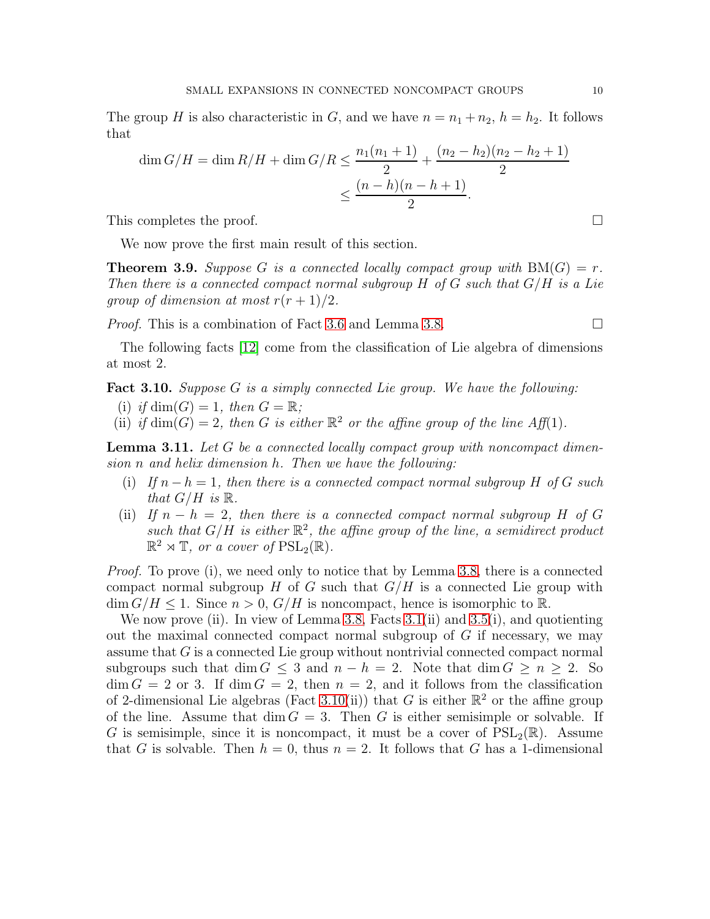The group $H$ is also characteristic in $G$, and we have $n = n_1 + n_2$, $h = h_2$. It follows that

$$\dim G/H = \dim R/H + \dim G/R \le \frac{n_1(n_1+1)}{2} + \frac{(n_2-h_2)(n_2-h_2+1)}{2} \le \frac{(n-h)(n-h+1)}{2}.$$

This completes the proof. □

We now prove the first main result of this section.

**Theorem 3.9.** *Suppose $G$ is a connected locally compact group with $\mathrm{BM}(G) = r$. Then there is a connected compact normal subgroup $H$ of $G$ such that $G/H$ is a Lie group of dimension at most $r(r+1)/2$.*

*Proof.* This is a combination of Fact 3.6 and Lemma 3.8. □

The following facts [12] come from the classification of Lie algebra of dimensions at most 2.

**Fact 3.10.** *Suppose $G$ is a simply connected Lie group. We have the following:*

(i) *if $\dim(G) = 1$, then $G = \mathbb{R}$;*
(ii) *if $\dim(G) = 2$, then $G$ is either $\mathbb{R}^2$ or the affine group of the line Aff(1).*

**Lemma 3.11.** *Let $G$ be a connected locally compact group with noncompact dimension $n$ and helix dimension $h$. Then we have the following:*

(i) *If $n - h = 1$, then there is a connected compact normal subgroup $H$ of $G$ such that $G/H$ is $\mathbb{R}$.*
(ii) *If $n - h = 2$, then there is a connected compact normal subgroup $H$ of $G$ such that $G/H$ is either $\mathbb{R}^2$, the affine group of the line, a semidirect product $\mathbb{R}^2 \rtimes \mathbb{T}$, or a cover of $\mathrm{PSL}_2(\mathbb{R})$.*

*Proof.* To prove (i), we need only to notice that by Lemma 3.8, there is a connected compact normal subgroup $H$ of $G$ such that $G/H$ is a connected Lie group with $\dim G/H \le 1$. Since $n > 0$, $G/H$ is noncompact, hence is isomorphic to $\mathbb{R}$.

We now prove (ii). In view of Lemma 3.8, Facts 3.1(ii) and 3.5(i), and quotienting out the maximal connected compact normal subgroup of $G$ if necessary, we may assume that $G$ is a connected Lie group without nontrivial connected compact normal subgroups such that $\dim G \le 3$ and $n - h = 2$. Note that $\dim G \ge n \ge 2$. So $\dim G = 2$ or 3. If $\dim G = 2$, then $n = 2$, and it follows from the classification of 2-dimensional Lie algebras (Fact 3.10(ii)) that $G$ is either $\mathbb{R}^2$ or the affine group of the line. Assume that $\dim G = 3$. Then $G$ is either semisimple or solvable. If $G$ is semisimple, since it is noncompact, it must be a cover of $\mathrm{PSL}_2(\mathbb{R})$. Assume that $G$ is solvable. Then $h = 0$, thus $n = 2$. It follows that $G$ has a 1-dimensional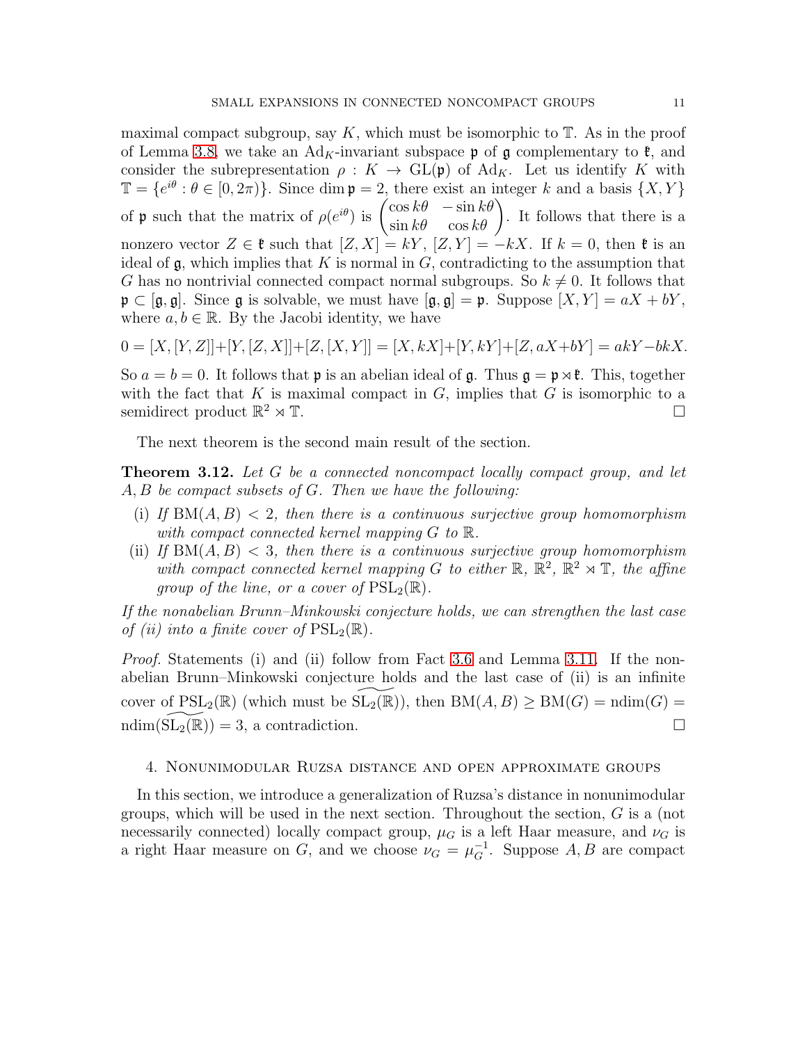maximal compact subgroup, say $K$, which must be isomorphic to $\mathbb{T}$. As in the proof of Lemma 3.8, we take an $\mathrm{Ad}_K$-invariant subspace $\mathfrak{p}$ of $\mathfrak{g}$ complementary to $\mathfrak{k}$, and consider the subrepresentation $\rho : K \to \mathrm{GL}(\mathfrak{p})$ of $\mathrm{Ad}_K$. Let us identify $K$ with $\mathbb{T} = \{e^{i\theta} : \theta \in [0, 2\pi)\}$. Since $\dim \mathfrak{p} = 2$, there exist an integer $k$ and a basis $\{X, Y\}$ of $\mathfrak{p}$ such that the matrix of $\rho(e^{i\theta})$ is $\begin{pmatrix} \cos k\theta & -\sin k\theta \\ \sin k\theta & \cos k\theta \end{pmatrix}$. It follows that there is a nonzero vector $Z \in \mathfrak{k}$ such that $[Z, X] = kY$, $[Z, Y] = -kX$. If $k = 0$, then $\mathfrak{k}$ is an ideal of $\mathfrak{g}$, which implies that $K$ is normal in $G$, contradicting to the assumption that $G$ has no nontrivial connected compact normal subgroups. So $k \neq 0$. It follows that $\mathfrak{p} \subset [\mathfrak{g}, \mathfrak{g}]$. Since $\mathfrak{g}$ is solvable, we must have $[\mathfrak{g}, \mathfrak{g}] = \mathfrak{p}$. Suppose $[X, Y] = aX + bY$, where $a, b \in \mathbb{R}$. By the Jacobi identity, we have

$$0 = [X, [Y, Z]] + [Y, [Z, X]] + [Z, [X, Y]] = [X, kX] + [Y, kY] + [Z, aX + bY] = akY - bkX.$$

So $a = b = 0$. It follows that $\mathfrak{p}$ is an abelian ideal of $\mathfrak{g}$. Thus $\mathfrak{g} = \mathfrak{p} \rtimes \mathfrak{k}$. This, together with the fact that $K$ is maximal compact in $G$, implies that $G$ is isomorphic to a semidirect product $\mathbb{R}^2 \rtimes \mathbb{T}$. $\square$

The next theorem is the second main result of the section.

**Theorem 3.12.** *Let $G$ be a connected noncompact locally compact group, and let $A, B$ be compact subsets of $G$. Then we have the following:*

- (i) *If $\mathrm{BM}(A, B) < 2$, then there is a continuous surjective group homomorphism with compact connected kernel mapping $G$ to $\mathbb{R}$.*
- (ii) *If $\mathrm{BM}(A, B) < 3$, then there is a continuous surjective group homomorphism with compact connected kernel mapping $G$ to either $\mathbb{R}$, $\mathbb{R}^2$, $\mathbb{R}^2 \rtimes \mathbb{T}$, the affine group of the line, or a cover of $\mathrm{PSL}_2(\mathbb{R})$.*

*If the nonabelian Brunn–Minkowski conjecture holds, we can strengthen the last case of (ii) into a finite cover of $\mathrm{PSL}_2(\mathbb{R})$.*

*Proof.* Statements (i) and (ii) follow from Fact 3.6 and Lemma 3.11. If the nonabelian Brunn–Minkowski conjecture holds and the last case of (ii) is an infinite cover of $\mathrm{PSL}_2(\mathbb{R})$ (which must be $\widetilde{\mathrm{SL}_2(\mathbb{R})}$), then $\mathrm{BM}(A, B) \geq \mathrm{BM}(G) = \mathrm{ndim}(G) = \mathrm{ndim}(\widetilde{\mathrm{SL}_2(\mathbb{R})}) = 3$, a contradiction. $\square$

## 4. Nonunimodular Ruzsa distance and open approximate groups

In this section, we introduce a generalization of Ruzsa's distance in nonunimodular groups, which will be used in the next section. Throughout the section, $G$ is a (not necessarily connected) locally compact group, $\mu_G$ is a left Haar measure, and $\nu_G$ is a right Haar measure on $G$, and we choose $\nu_G = \mu_G^{-1}$. Suppose $A, B$ are compact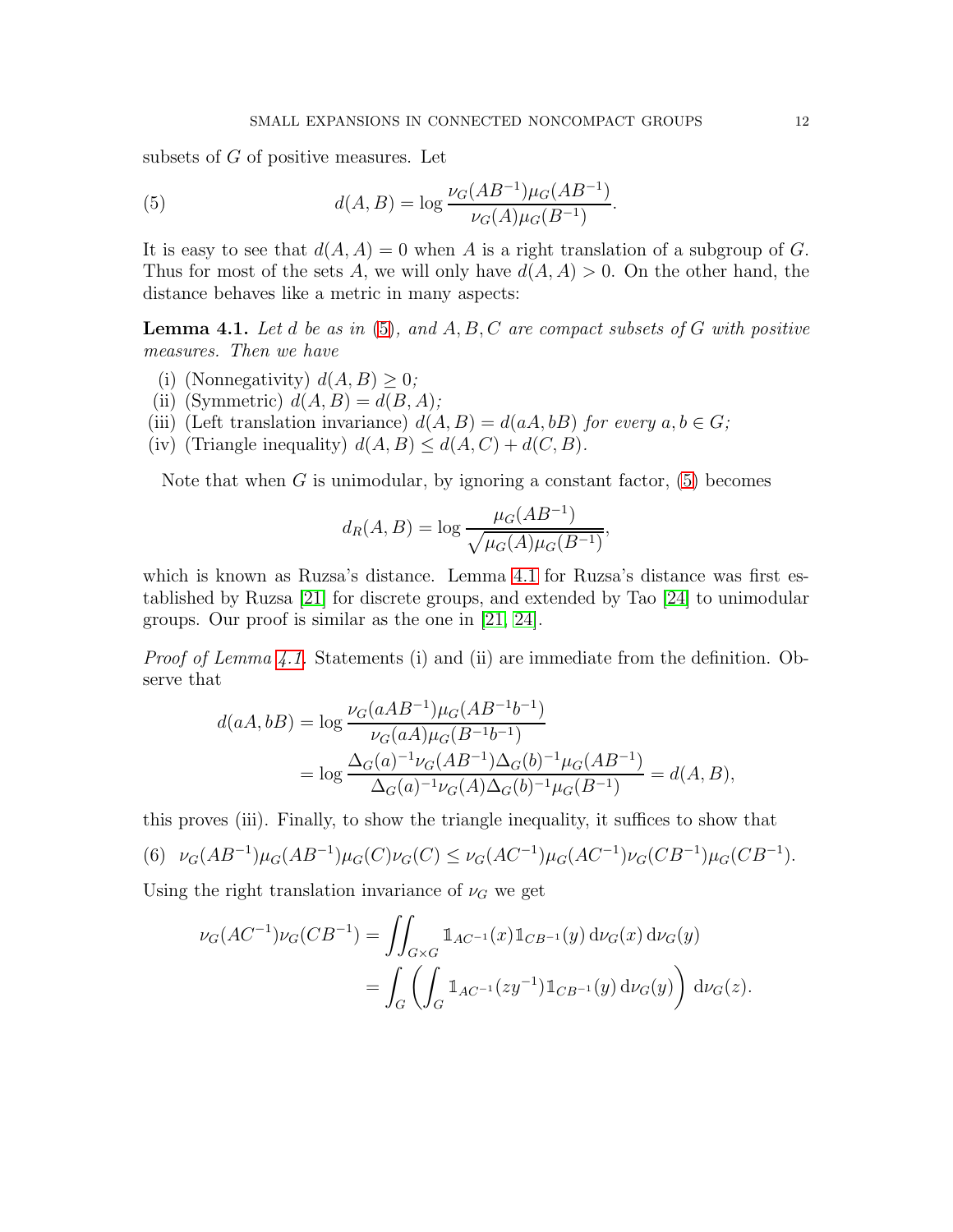subsets of $G$ of positive measures. Let

$$d(A, B) = \log \frac{\nu_G(AB^{-1})\mu_G(AB^{-1})}{\nu_G(A)\mu_G(B^{-1})}. \tag{5}$$

It is easy to see that $d(A, A) = 0$ when $A$ is a right translation of a subgroup of $G$. Thus for most of the sets $A$, we will only have $d(A, A) > 0$. On the other hand, the distance behaves like a metric in many aspects:

**Lemma 4.1.** *Let $d$ be as in (5), and $A, B, C$ are compact subsets of $G$ with positive measures. Then we have*

(i) (Nonnegativity) *$d(A, B) \geq 0$;*
(ii) (Symmetric) *$d(A, B) = d(B, A)$;*
(iii) (Left translation invariance) *$d(A, B) = d(aA, bB)$ for every $a, b \in G$;*
(iv) (Triangle inequality) *$d(A, B) \leq d(A, C) + d(C, B)$.*

Note that when $G$ is unimodular, by ignoring a constant factor, (5) becomes

$$d_R(A, B) = \log \frac{\mu_G(AB^{-1})}{\sqrt{\mu_G(A)\mu_G(B^{-1})}},$$

which is known as Ruzsa's distance. Lemma 4.1 for Ruzsa's distance was first established by Ruzsa [21] for discrete groups, and extended by Tao [24] to unimodular groups. Our proof is similar as the one in [21, 24].

*Proof of Lemma 4.1.* Statements (i) and (ii) are immediate from the definition. Observe that

$$\begin{aligned} d(aA, bB) &= \log \frac{\nu_G(aAB^{-1})\mu_G(AB^{-1}b^{-1})}{\nu_G(aA)\mu_G(B^{-1}b^{-1})} \\ &= \log \frac{\Delta_G(a)^{-1}\nu_G(AB^{-1})\Delta_G(b)^{-1}\mu_G(AB^{-1})}{\Delta_G(a)^{-1}\nu_G(A)\Delta_G(b)^{-1}\mu_G(B^{-1})} = d(A, B), \end{aligned}$$

this proves (iii). Finally, to show the triangle inequality, it suffices to show that

$$\nu_G(AB^{-1})\mu_G(AB^{-1})\mu_G(C)\nu_G(C) \leq \nu_G(AC^{-1})\mu_G(AC^{-1})\nu_G(CB^{-1})\mu_G(CB^{-1}). \tag{6}$$

Using the right translation invariance of $\nu_G$ we get

$$\begin{aligned} \nu_G(AC^{-1})\nu_G(CB^{-1}) &= \iint_{G \times G} \mathbb{1}_{AC^{-1}}(x)\mathbb{1}_{CB^{-1}}(y) \,\mathrm{d}\nu_G(x) \,\mathrm{d}\nu_G(y) \\ &= \int_G \left( \int_G \mathbb{1}_{AC^{-1}}(zy^{-1})\mathbb{1}_{CB^{-1}}(y) \,\mathrm{d}\nu_G(y) \right) \,\mathrm{d}\nu_G(z). \end{aligned}$$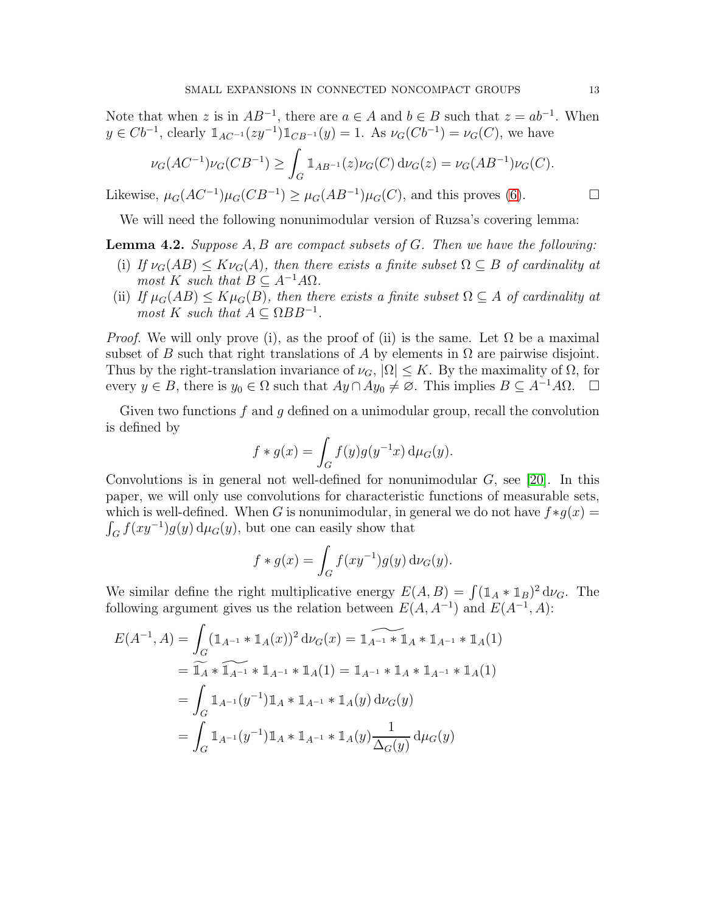Note that when $z$ is in $AB^{-1}$, there are $a \in A$ and $b \in B$ such that $z = ab^{-1}$. When $y \in Cb^{-1}$, clearly $\mathbb{1}_{AC^{-1}}(zy^{-1})\mathbb{1}_{CB^{-1}}(y) = 1$. As $\nu_G(Cb^{-1}) = \nu_G(C)$, we have

$$\nu_G(AC^{-1})\nu_G(CB^{-1}) \geq \int_G \mathbb{1}_{AB^{-1}}(z)\nu_G(C)\,\mathrm{d}\nu_G(z) = \nu_G(AB^{-1})\nu_G(C).$$

Likewise, $\mu_G(AC^{-1})\mu_G(CB^{-1}) \geq \mu_G(AB^{-1})\mu_G(C)$, and this proves (6). $\square$

We will need the following nonunimodular version of Ruzsa's covering lemma:

**Lemma 4.2.** *Suppose $A, B$ are compact subsets of $G$. Then we have the following:*

(i) *If $\nu_G(AB) \leq K\nu_G(A)$, then there exists a finite subset $\Omega \subseteq B$ of cardinality at most $K$ such that $B \subseteq A^{-1}A\Omega$.*

(ii) *If $\mu_G(AB) \leq K\mu_G(B)$, then there exists a finite subset $\Omega \subseteq A$ of cardinality at most $K$ such that $A \subseteq \Omega BB^{-1}$.*

*Proof.* We will only prove (i), as the proof of (ii) is the same. Let $\Omega$ be a maximal subset of $B$ such that right translations of $A$ by elements in $\Omega$ are pairwise disjoint. Thus by the right-translation invariance of $\nu_G$, $|\Omega| \leq K$. By the maximality of $\Omega$, for every $y \in B$, there is $y_0 \in \Omega$ such that $Ay \cap Ay_0 \neq \varnothing$. This implies $B \subseteq A^{-1}A\Omega$. $\square$

Given two functions $f$ and $g$ defined on a unimodular group, recall the convolution is defined by

$$f * g(x) = \int_G f(y)g(y^{-1}x)\,\mathrm{d}\mu_G(y).$$

Convolutions is in general not well-defined for nonunimodular $G$, see [20]. In this paper, we will only use convolutions for characteristic functions of measurable sets, which is well-defined. When $G$ is nonunimodular, in general we do not have $f*g(x) = \int_G f(xy^{-1})g(y)\,\mathrm{d}\mu_G(y)$, but one can easily show that

$$f * g(x) = \int_G f(xy^{-1})g(y)\,\mathrm{d}\nu_G(y).$$

We similar define the right multiplicative energy $E(A, B) = \int(\mathbb{1}_A * \mathbb{1}_B)^2\,\mathrm{d}\nu_G$. The following argument gives us the relation between $E(A, A^{-1})$ and $E(A^{-1}, A)$:

$$\begin{aligned}
E(A^{-1}, A) &= \int_G (\mathbb{1}_{A^{-1}} * \mathbb{1}_A(x))^2\,\mathrm{d}\nu_G(x) = \widetilde{\mathbb{1}_{A^{-1}} * \mathbb{1}_A} * \mathbb{1}_{A^{-1}} * \mathbb{1}_A(1) \\
&= \widetilde{\mathbb{1}_A} * \widetilde{\mathbb{1}_{A^{-1}}} * \mathbb{1}_{A^{-1}} * \mathbb{1}_A(1) = \mathbb{1}_{A^{-1}} * \mathbb{1}_A * \mathbb{1}_{A^{-1}} * \mathbb{1}_A(1) \\
&= \int_G \mathbb{1}_{A^{-1}}(y^{-1})\mathbb{1}_A * \mathbb{1}_{A^{-1}} * \mathbb{1}_A(y)\,\mathrm{d}\nu_G(y) \\
&= \int_G \mathbb{1}_{A^{-1}}(y^{-1})\mathbb{1}_A * \mathbb{1}_{A^{-1}} * \mathbb{1}_A(y)\frac{1}{\Delta_G(y)}\,\mathrm{d}\mu_G(y)
\end{aligned}$$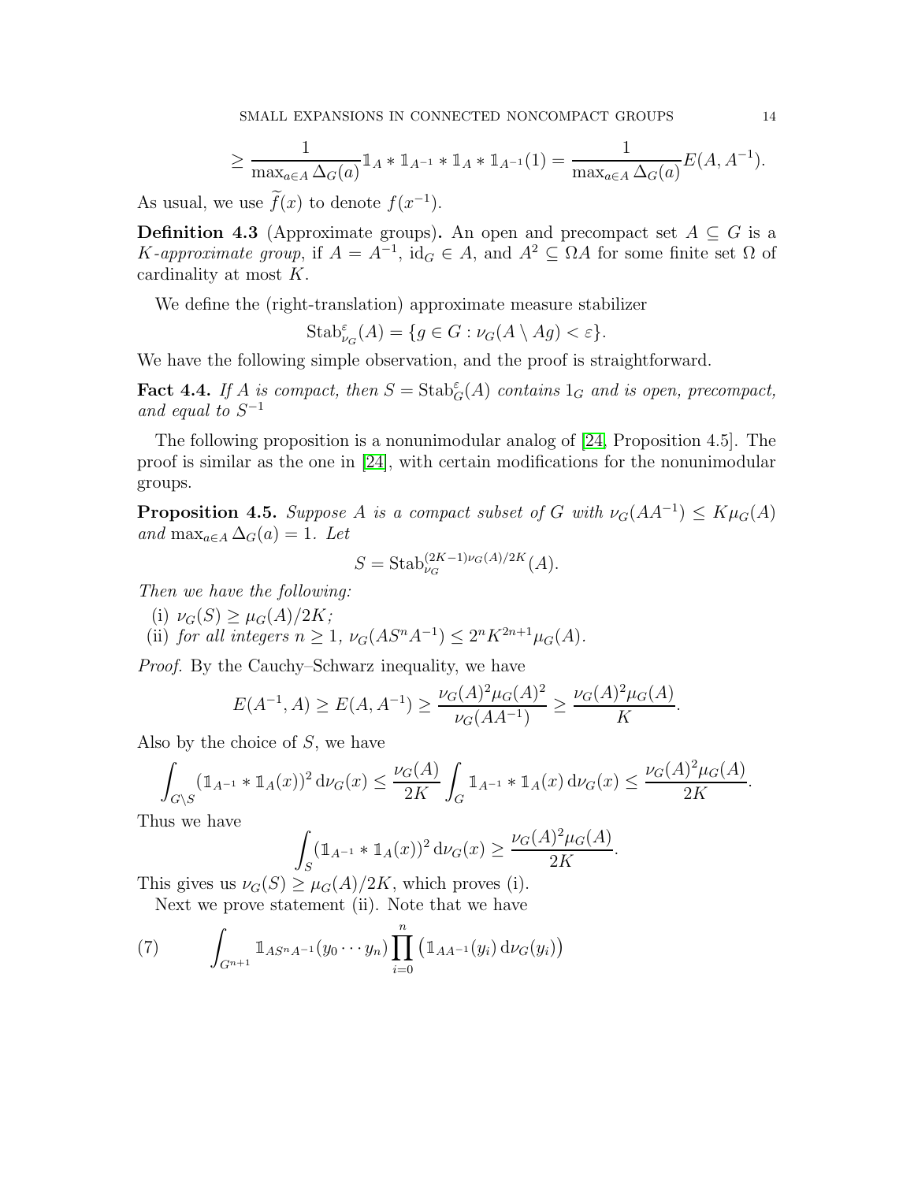$$\geq \frac{1}{\max_{a\in A}\Delta_G(a)}\mathbb{1}_A * \mathbb{1}_{A^{-1}} * \mathbb{1}_A * \mathbb{1}_{A^{-1}}(1) = \frac{1}{\max_{a\in A}\Delta_G(a)}E(A, A^{-1}).$$

As usual, we use $\widetilde{f}(x)$ to denote $f(x^{-1})$.

**Definition 4.3** (Approximate groups)**.** An open and precompact set $A \subseteq G$ is a *$K$-approximate group*, if $A = A^{-1}$, $\mathrm{id}_G \in A$, and $A^2 \subseteq \Omega A$ for some finite set $\Omega$ of cardinality at most $K$.

We define the (right-translation) approximate measure stabilizer

$$\mathrm{Stab}^{\varepsilon}_{\nu_G}(A) = \{g \in G : \nu_G(A \setminus Ag) < \varepsilon\}.$$

We have the following simple observation, and the proof is straightforward.

**Fact 4.4.** *If $A$ is compact, then $S = \mathrm{Stab}^{\varepsilon}_G(A)$ contains $1_G$ and is open, precompact, and equal to $S^{-1}$*

The following proposition is a nonunimodular analog of [24, Proposition 4.5]. The proof is similar as the one in [24], with certain modifications for the nonunimodular groups.

**Proposition 4.5.** *Suppose $A$ is a compact subset of $G$ with $\nu_G(AA^{-1}) \leq K\mu_G(A)$ and $\max_{a\in A}\Delta_G(a) = 1$. Let*

$$S = \mathrm{Stab}^{(2K-1)\nu_G(A)/2K}_{\nu_G}(A).$$

*Then we have the following:*

 (i) *$\nu_G(S) \geq \mu_G(A)/2K$;*
 (ii) *for all integers $n \geq 1$, $\nu_G(AS^nA^{-1}) \leq 2^nK^{2n+1}\mu_G(A)$.*

*Proof.* By the Cauchy–Schwarz inequality, we have

$$E(A^{-1}, A) \geq E(A, A^{-1}) \geq \frac{\nu_G(A)^2\mu_G(A)^2}{\nu_G(AA^{-1})} \geq \frac{\nu_G(A)^2\mu_G(A)}{K}.$$

Also by the choice of $S$, we have

$$\int_{G\setminus S}(\mathbb{1}_{A^{-1}} * \mathbb{1}_A(x))^2 \,\mathrm{d}\nu_G(x) \leq \frac{\nu_G(A)}{2K}\int_G \mathbb{1}_{A^{-1}} * \mathbb{1}_A(x)\,\mathrm{d}\nu_G(x) \leq \frac{\nu_G(A)^2\mu_G(A)}{2K}.$$

Thus we have

$$\int_S(\mathbb{1}_{A^{-1}} * \mathbb{1}_A(x))^2 \,\mathrm{d}\nu_G(x) \geq \frac{\nu_G(A)^2\mu_G(A)}{2K}.$$

This gives us $\nu_G(S) \geq \mu_G(A)/2K$, which proves (i).

Next we prove statement (ii). Note that we have

$$\int_{G^{n+1}} \mathbb{1}_{AS^nA^{-1}}(y_0\cdots y_n)\prod_{i=0}^{n}\left(\mathbb{1}_{AA^{-1}}(y_i)\,\mathrm{d}\nu_G(y_i)\right) \tag{7}$$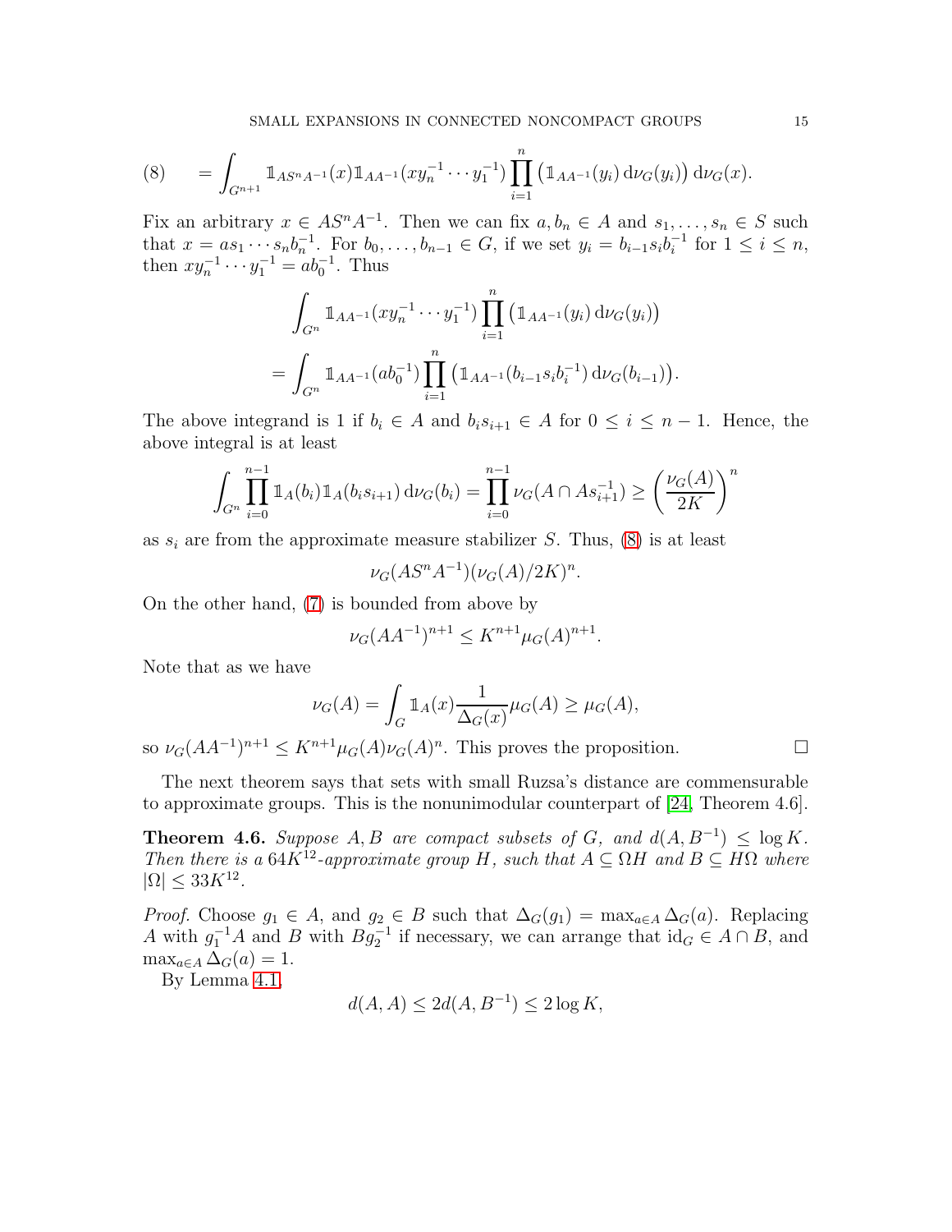$$
(8) \qquad = \int_{G^{n+1}} \mathbb{1}_{AS^nA^{-1}}(x)\mathbb{1}_{AA^{-1}}(xy_n^{-1}\cdots y_1^{-1})\prod_{i=1}^{n}\left(\mathbb{1}_{AA^{-1}}(y_i)\,\mathrm{d}\nu_G(y_i)\right)\mathrm{d}\nu_G(x).
$$

Fix an arbitrary $x \in AS^nA^{-1}$. Then we can fix $a, b_n \in A$ and $s_1, \dots, s_n \in S$ such that $x = as_1\cdots s_n b_n^{-1}$. For $b_0, \dots, b_{n-1} \in G$, if we set $y_i = b_{i-1}s_i b_i^{-1}$ for $1 \le i \le n$, then $xy_n^{-1}\cdots y_1^{-1} = ab_0^{-1}$. Thus

$$
\begin{aligned}
&\int_{G^n} \mathbb{1}_{AA^{-1}}(xy_n^{-1}\cdots y_1^{-1})\prod_{i=1}^{n}\left(\mathbb{1}_{AA^{-1}}(y_i)\,\mathrm{d}\nu_G(y_i)\right)\\
&= \int_{G^n} \mathbb{1}_{AA^{-1}}(ab_0^{-1})\prod_{i=1}^{n}\left(\mathbb{1}_{AA^{-1}}(b_{i-1}s_i b_i^{-1})\,\mathrm{d}\nu_G(b_{i-1})\right).
\end{aligned}
$$

The above integrand is 1 if $b_i \in A$ and $b_i s_{i+1} \in A$ for $0 \le i \le n-1$. Hence, the above integral is at least

$$
\int_{G^n}\prod_{i=0}^{n-1}\mathbb{1}_A(b_i)\mathbb{1}_A(b_i s_{i+1})\,\mathrm{d}\nu_G(b_i) = \prod_{i=0}^{n-1}\nu_G(A\cap As_{i+1}^{-1}) \ge \left(\frac{\nu_G(A)}{2K}\right)^n
$$

as $s_i$ are from the approximate measure stabilizer $S$. Thus, (8) is at least

$$
\nu_G(AS^nA^{-1})(\nu_G(A)/2K)^n.
$$

On the other hand, (7) is bounded from above by

$$
\nu_G(AA^{-1})^{n+1} \le K^{n+1}\mu_G(A)^{n+1}.
$$

Note that as we have

$$
\nu_G(A) = \int_G \mathbb{1}_A(x)\frac{1}{\Delta_G(x)}\mu_G(A) \ge \mu_G(A),
$$

so $\nu_G(AA^{-1})^{n+1} \le K^{n+1}\mu_G(A)\nu_G(A)^n$. This proves the proposition. $\square$

The next theorem says that sets with small Ruzsa's distance are commensurable to approximate groups. This is the nonunimodular counterpart of [24, Theorem 4.6].

**Theorem 4.6.** *Suppose $A, B$ are compact subsets of $G$, and $d(A, B^{-1}) \le \log K$. Then there is a $64K^{12}$-approximate group $H$, such that $A \subseteq \Omega H$ and $B \subseteq H\Omega$ where $|\Omega| \le 33K^{12}$.*

*Proof.* Choose $g_1 \in A$, and $g_2 \in B$ such that $\Delta_G(g_1) = \max_{a\in A}\Delta_G(a)$. Replacing $A$ with $g_1^{-1}A$ and $B$ with $Bg_2^{-1}$ if necessary, we can arrange that $\mathrm{id}_G \in A\cap B$, and $\max_{a\in A}\Delta_G(a) = 1$.

By Lemma 4.1,

$$
d(A, A) \le 2d(A, B^{-1}) \le 2\log K,
$$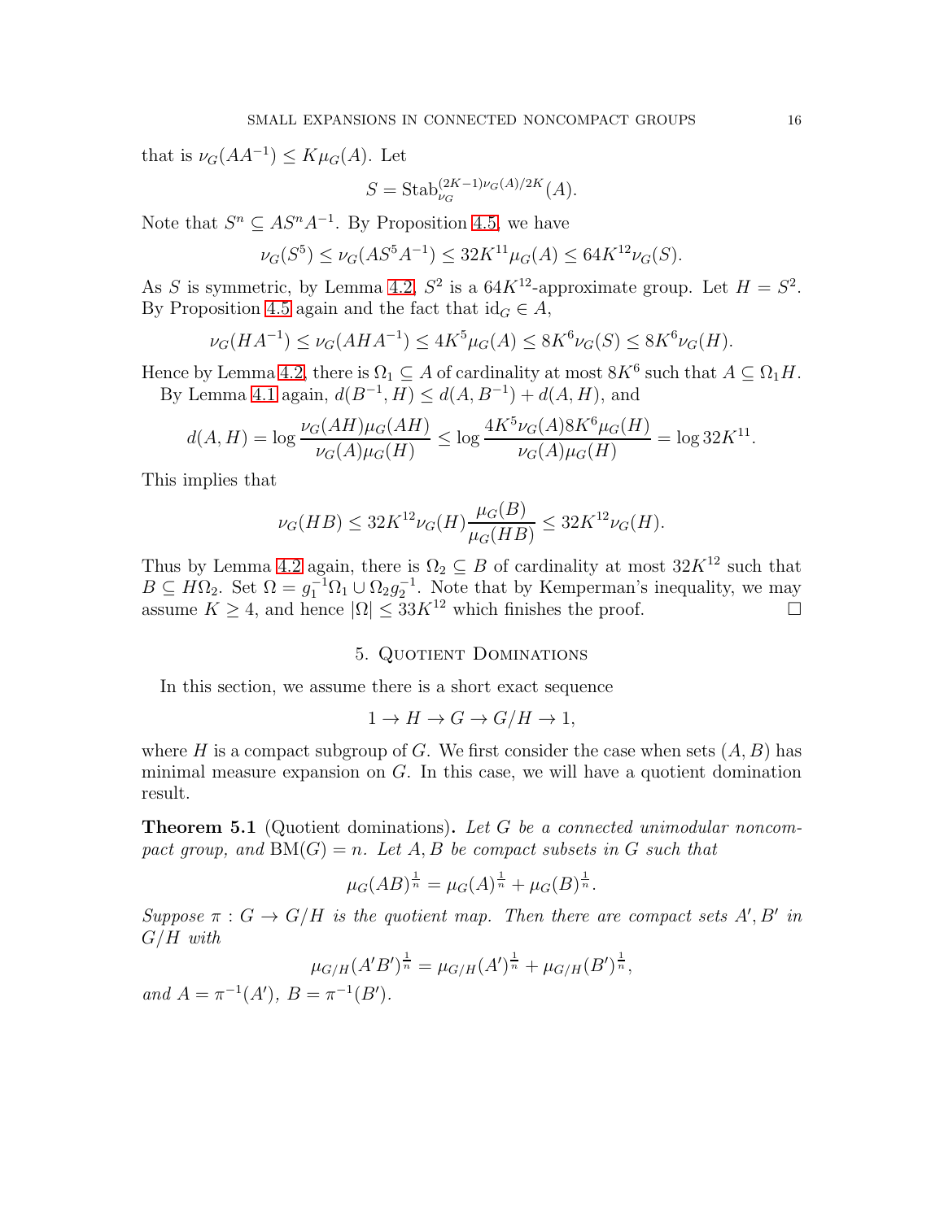that is $\nu_G(AA^{-1}) \leq K\mu_G(A)$. Let

$$S = \mathrm{Stab}_{\nu_G}^{(2K-1)\nu_G(A)/2K}(A).$$

Note that $S^n \subseteq AS^nA^{-1}$. By Proposition 4.5, we have

$$\nu_G(S^5) \leq \nu_G(AS^5A^{-1}) \leq 32K^{11}\mu_G(A) \leq 64K^{12}\nu_G(S).$$

As $S$ is symmetric, by Lemma 4.2, $S^2$ is a $64K^{12}$-approximate group. Let $H = S^2$. By Proposition 4.5 again and the fact that $\mathrm{id}_G \in A$,

$$\nu_G(HA^{-1}) \leq \nu_G(AHA^{-1}) \leq 4K^5\mu_G(A) \leq 8K^6\nu_G(S) \leq 8K^6\nu_G(H).$$

Hence by Lemma 4.2, there is $\Omega_1 \subseteq A$ of cardinality at most $8K^6$ such that $A \subseteq \Omega_1 H$.

By Lemma 4.1 again, $d(B^{-1}, H) \leq d(A, B^{-1}) + d(A, H)$, and

$$d(A, H) = \log\frac{\nu_G(AH)\mu_G(AH)}{\nu_G(A)\mu_G(H)} \leq \log\frac{4K^5\nu_G(A)8K^6\mu_G(H)}{\nu_G(A)\mu_G(H)} = \log 32K^{11}.$$

This implies that

$$\nu_G(HB) \leq 32K^{12}\nu_G(H)\frac{\mu_G(B)}{\mu_G(HB)} \leq 32K^{12}\nu_G(H).$$

Thus by Lemma 4.2 again, there is $\Omega_2 \subseteq B$ of cardinality at most $32K^{12}$ such that $B \subseteq H\Omega_2$. Set $\Omega = g_1^{-1}\Omega_1 \cup \Omega_2 g_2^{-1}$. Note that by Kemperman's inequality, we may assume $K \geq 4$, and hence $|\Omega| \leq 33K^{12}$ which finishes the proof. □

## 5. Quotient Dominations

In this section, we assume there is a short exact sequence

$$1 \to H \to G \to G/H \to 1,$$

where $H$ is a compact subgroup of $G$. We first consider the case when sets $(A, B)$ has minimal measure expansion on $G$. In this case, we will have a quotient domination result.

**Theorem 5.1** (Quotient dominations)**.** *Let $G$ be a connected unimodular noncompact group, and $\mathrm{BM}(G) = n$. Let $A, B$ be compact subsets in $G$ such that*

$$\mu_G(AB)^{\frac{1}{n}} = \mu_G(A)^{\frac{1}{n}} + \mu_G(B)^{\frac{1}{n}}.$$

*Suppose $\pi : G \to G/H$ is the quotient map. Then there are compact sets $A', B'$ in $G/H$ with*

$$\mu_{G/H}(A'B')^{\frac{1}{n}} = \mu_{G/H}(A')^{\frac{1}{n}} + \mu_{G/H}(B')^{\frac{1}{n}},$$

*and $A = \pi^{-1}(A')$, $B = \pi^{-1}(B')$.*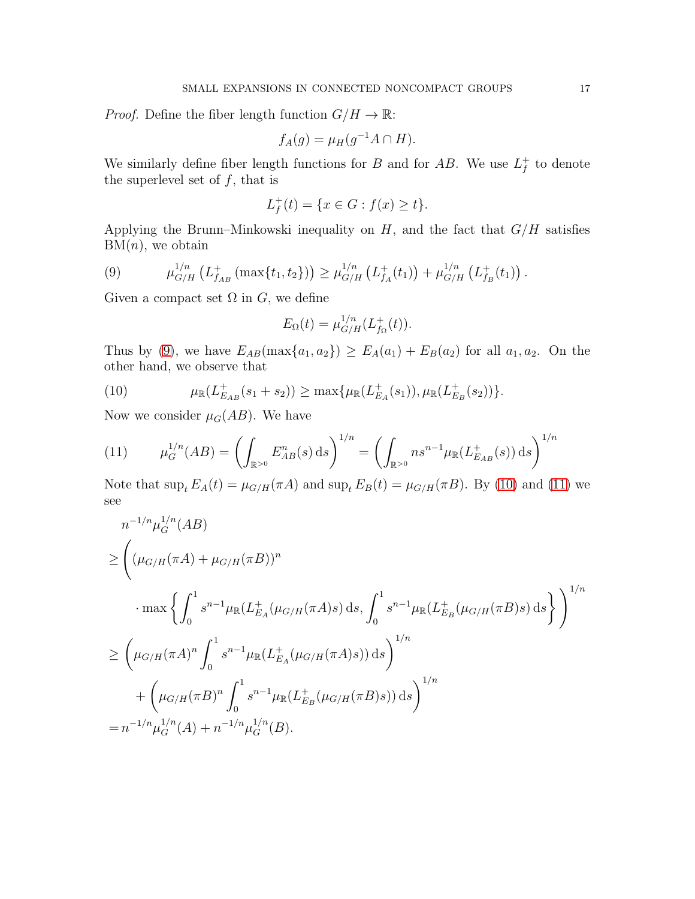*Proof.* Define the fiber length function $G/H \to \mathbb{R}$:

$$f_A(g) = \mu_H(g^{-1}A \cap H).$$

We similarly define fiber length functions for $B$ and for $AB$. We use $L_f^+$ to denote the superlevel set of $f$, that is

$$L_f^+(t) = \{x \in G : f(x) \geq t\}.$$

Applying the Brunn–Minkowski inequality on $H$, and the fact that $G/H$ satisfies $\mathrm{BM}(n)$, we obtain

$$\mu_{G/H}^{1/n}\left(L_{f_{AB}}^+(\max\{t_1,t_2\})\right) \geq \mu_{G/H}^{1/n}\left(L_{f_A}^+(t_1)\right) + \mu_{G/H}^{1/n}\left(L_{f_B}^+(t_1)\right). \tag{9}$$

Given a compact set $\Omega$ in $G$, we define

$$E_\Omega(t) = \mu_{G/H}^{1/n}(L_{f_\Omega}^+(t)).$$

Thus by (9), we have $E_{AB}(\max\{a_1,a_2\}) \geq E_A(a_1) + E_B(a_2)$ for all $a_1, a_2$. On the other hand, we observe that

$$\mu_\mathbb{R}(L_{E_{AB}}^+(s_1+s_2)) \geq \max\{\mu_\mathbb{R}(L_{E_A}^+(s_1)), \mu_\mathbb{R}(L_{E_B}^+(s_2))\}. \tag{10}$$

Now we consider $\mu_G(AB)$. We have

$$\mu_G^{1/n}(AB) = \left(\int_{\mathbb{R}^{>0}} E_{AB}^n(s)\,\mathrm{d}s\right)^{1/n} = \left(\int_{\mathbb{R}^{>0}} ns^{n-1}\mu_\mathbb{R}(L_{E_{AB}}^+(s))\,\mathrm{d}s\right)^{1/n} \tag{11}$$

Note that $\sup_t E_A(t) = \mu_{G/H}(\pi A)$ and $\sup_t E_B(t) = \mu_{G/H}(\pi B)$. By (10) and (11) we see

$$\begin{aligned}
&n^{-1/n}\mu_G^{1/n}(AB) \\
&\geq \Bigg( (\mu_{G/H}(\pi A) + \mu_{G/H}(\pi B))^n \\
&\qquad \cdot \max\left\{ \int_0^1 s^{n-1}\mu_\mathbb{R}(L_{E_A}^+(\mu_{G/H}(\pi A)s)\,\mathrm{d}s, \int_0^1 s^{n-1}\mu_\mathbb{R}(L_{E_B}^+(\mu_{G/H}(\pi B)s)\,\mathrm{d}s \right\} \Bigg)^{1/n} \\
&\geq \left( \mu_{G/H}(\pi A)^n \int_0^1 s^{n-1}\mu_\mathbb{R}(L_{E_A}^+(\mu_{G/H}(\pi A)s))\,\mathrm{d}s \right)^{1/n} \\
&\qquad + \left( \mu_{G/H}(\pi B)^n \int_0^1 s^{n-1}\mu_\mathbb{R}(L_{E_B}^+(\mu_{G/H}(\pi B)s))\,\mathrm{d}s \right)^{1/n} \\
&= n^{-1/n}\mu_G^{1/n}(A) + n^{-1/n}\mu_G^{1/n}(B).
\end{aligned}$$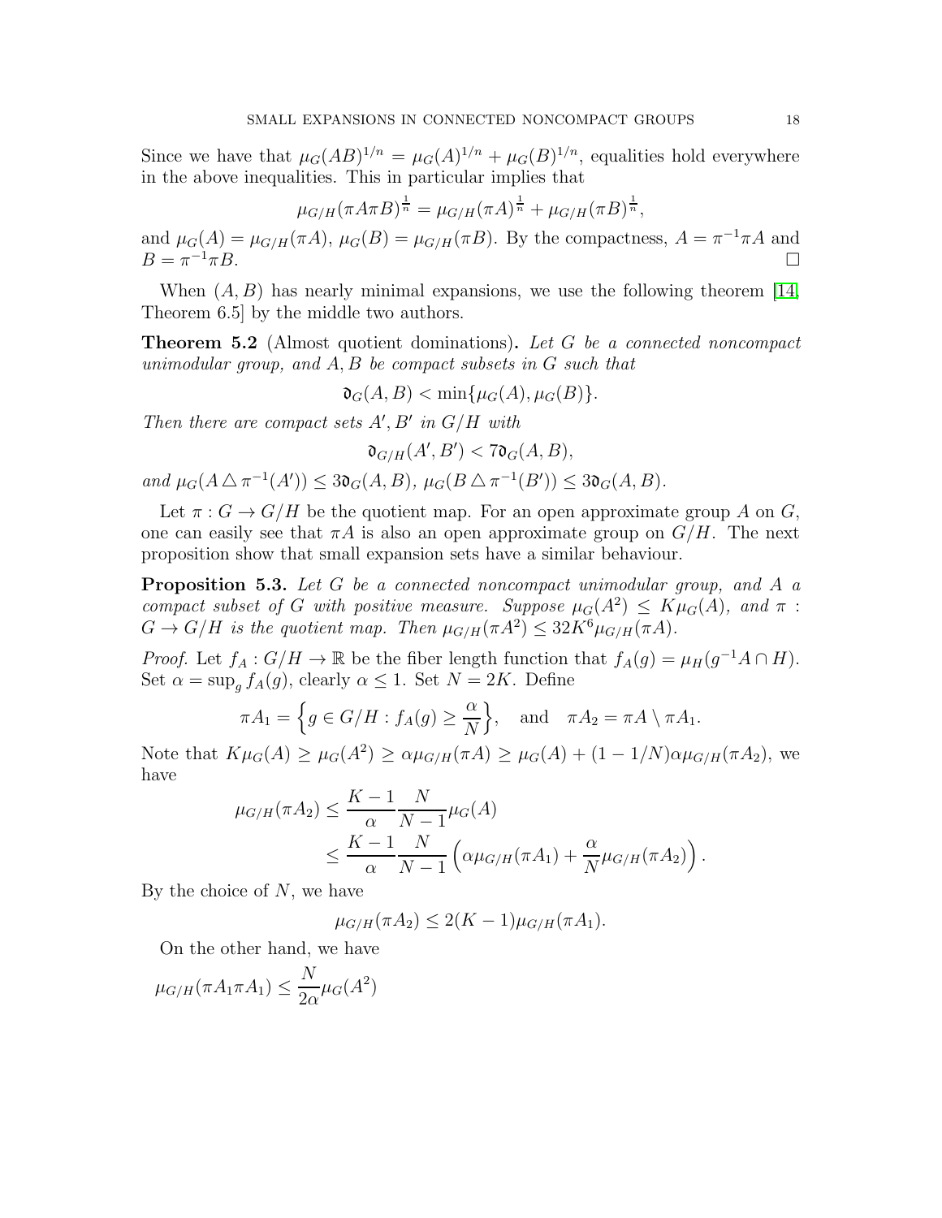Since we have that $\mu_G(AB)^{1/n} = \mu_G(A)^{1/n} + \mu_G(B)^{1/n}$, equalities hold everywhere in the above inequalities. This in particular implies that

$$\mu_{G/H}(\pi A \pi B)^{\frac{1}{n}} = \mu_{G/H}(\pi A)^{\frac{1}{n}} + \mu_{G/H}(\pi B)^{\frac{1}{n}},$$

and $\mu_G(A) = \mu_{G/H}(\pi A)$, $\mu_G(B) = \mu_{G/H}(\pi B)$. By the compactness, $A = \pi^{-1}\pi A$ and $B = \pi^{-1}\pi B$. □

When $(A, B)$ has nearly minimal expansions, we use the following theorem [14, Theorem 6.5] by the middle two authors.

**Theorem 5.2** (Almost quotient dominations)**.** *Let $G$ be a connected noncompact unimodular group, and $A, B$ be compact subsets in $G$ such that*

$$\mathfrak{d}_G(A, B) < \min\{\mu_G(A), \mu_G(B)\}.$$

*Then there are compact sets $A', B'$ in $G/H$ with*

$$\mathfrak{d}_{G/H}(A', B') < 7\mathfrak{d}_G(A, B),$$

*and $\mu_G(A \triangle \pi^{-1}(A')) \le 3\mathfrak{d}_G(A, B)$, $\mu_G(B \triangle \pi^{-1}(B')) \le 3\mathfrak{d}_G(A, B)$.*

Let $\pi : G \to G/H$ be the quotient map. For an open approximate group $A$ on $G$, one can easily see that $\pi A$ is also an open approximate group on $G/H$. The next proposition show that small expansion sets have a similar behaviour.

**Proposition 5.3.** *Let $G$ be a connected noncompact unimodular group, and $A$ a compact subset of $G$ with positive measure. Suppose $\mu_G(A^2) \le K\mu_G(A)$, and $\pi : G \to G/H$ is the quotient map. Then $\mu_{G/H}(\pi A^2) \le 32K^6 \mu_{G/H}(\pi A)$.*

*Proof.* Let $f_A : G/H \to \mathbb{R}$ be the fiber length function that $f_A(g) = \mu_H(g^{-1}A \cap H)$. Set $\alpha = \sup_g f_A(g)$, clearly $\alpha \le 1$. Set $N = 2K$. Define

$$\pi A_1 = \Big\{ g \in G/H : f_A(g) \ge \frac{\alpha}{N} \Big\}, \quad \text{and} \quad \pi A_2 = \pi A \setminus \pi A_1.$$

Note that $K\mu_G(A) \ge \mu_G(A^2) \ge \alpha\mu_{G/H}(\pi A) \ge \mu_G(A) + (1 - 1/N)\alpha\mu_{G/H}(\pi A_2)$, we have

$$\begin{aligned}
\mu_{G/H}(\pi A_2) &\le \frac{K-1}{\alpha}\frac{N}{N-1}\mu_G(A) \\
&\le \frac{K-1}{\alpha}\frac{N}{N-1}\left(\alpha\mu_{G/H}(\pi A_1) + \frac{\alpha}{N}\mu_{G/H}(\pi A_2)\right).
\end{aligned}$$

By the choice of $N$, we have

$$\mu_{G/H}(\pi A_2) \le 2(K-1)\mu_{G/H}(\pi A_1).$$

On the other hand, we have

$$\mu_{G/H}(\pi A_1 \pi A_1) \le \frac{N}{2\alpha}\mu_G(A^2)$$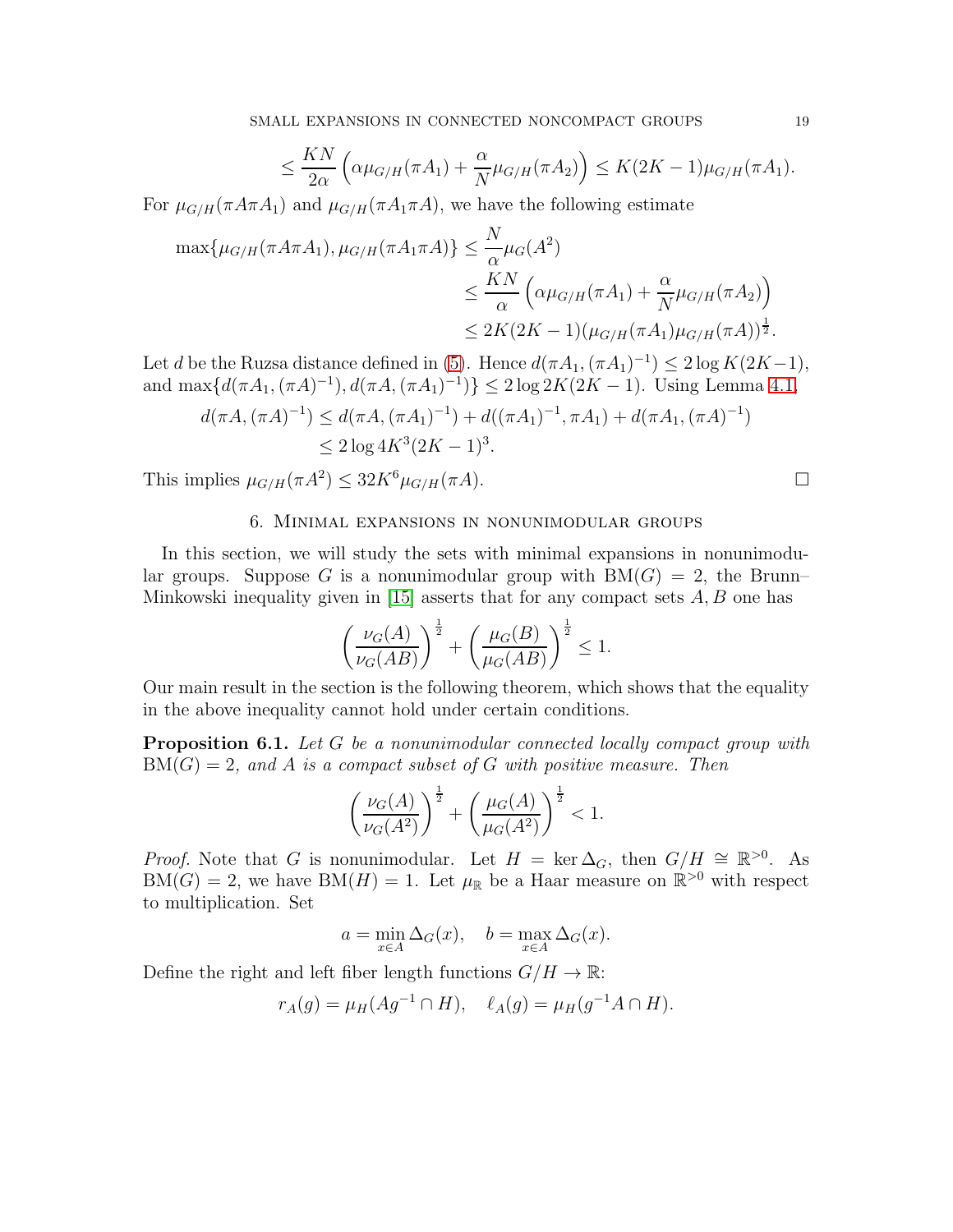$$\leq \frac{KN}{2\alpha}\left(\alpha\mu_{G/H}(\pi A_1) + \frac{\alpha}{N}\mu_{G/H}(\pi A_2)\right) \leq K(2K-1)\mu_{G/H}(\pi A_1).$$

For $\mu_{G/H}(\pi A \pi A_1)$ and $\mu_{G/H}(\pi A_1 \pi A)$, we have the following estimate

$$\begin{aligned}
\max\{\mu_{G/H}(\pi A\pi A_1), \mu_{G/H}(\pi A_1\pi A)\} &\leq \frac{N}{\alpha}\mu_G(A^2) \\
&\leq \frac{KN}{\alpha}\left(\alpha\mu_{G/H}(\pi A_1) + \frac{\alpha}{N}\mu_{G/H}(\pi A_2)\right) \\
&\leq 2K(2K-1)(\mu_{G/H}(\pi A_1)\mu_{G/H}(\pi A))^{\frac{1}{2}}.
\end{aligned}$$

Let $d$ be the Ruzsa distance defined in (5). Hence $d(\pi A_1, (\pi A_1)^{-1}) \leq 2\log K(2K-1)$, and $\max\{d(\pi A_1, (\pi A)^{-1}), d(\pi A, (\pi A_1)^{-1})\} \leq 2\log 2K(2K-1)$. Using Lemma 4.1,

$$\begin{aligned}
d(\pi A, (\pi A)^{-1}) &\leq d(\pi A, (\pi A_1)^{-1}) + d((\pi A_1)^{-1}, \pi A_1) + d(\pi A_1, (\pi A)^{-1}) \\
&\leq 2\log 4K^3(2K-1)^3.
\end{aligned}$$

This implies $\mu_{G/H}(\pi A^2) \leq 32K^6\mu_{G/H}(\pi A)$. $\square$

## 6. Minimal expansions in nonunimodular groups

In this section, we will study the sets with minimal expansions in nonunimodular groups. Suppose $G$ is a nonunimodular group with $\mathrm{BM}(G) = 2$, the Brunn–Minkowski inequality given in [15] asserts that for any compact sets $A, B$ one has

$$\left(\frac{\nu_G(A)}{\nu_G(AB)}\right)^{\frac{1}{2}} + \left(\frac{\mu_G(B)}{\mu_G(AB)}\right)^{\frac{1}{2}} \leq 1.$$

Our main result in the section is the following theorem, which shows that the equality in the above inequality cannot hold under certain conditions.

**Proposition 6.1.** *Let $G$ be a nonunimodular connected locally compact group with $\mathrm{BM}(G) = 2$, and $A$ is a compact subset of $G$ with positive measure. Then*

$$\left(\frac{\nu_G(A)}{\nu_G(A^2)}\right)^{\frac{1}{2}} + \left(\frac{\mu_G(A)}{\mu_G(A^2)}\right)^{\frac{1}{2}} < 1.$$

*Proof.* Note that $G$ is nonunimodular. Let $H = \ker\Delta_G$, then $G/H \cong \mathbb{R}^{>0}$. As $\mathrm{BM}(G) = 2$, we have $\mathrm{BM}(H) = 1$. Let $\mu_{\mathbb{R}}$ be a Haar measure on $\mathbb{R}^{>0}$ with respect to multiplication. Set

$$a = \min_{x\in A}\Delta_G(x), \quad b = \max_{x\in A}\Delta_G(x).$$

Define the right and left fiber length functions $G/H \to \mathbb{R}$:

$$r_A(g) = \mu_H(Ag^{-1}\cap H), \quad \ell_A(g) = \mu_H(g^{-1}A\cap H).$$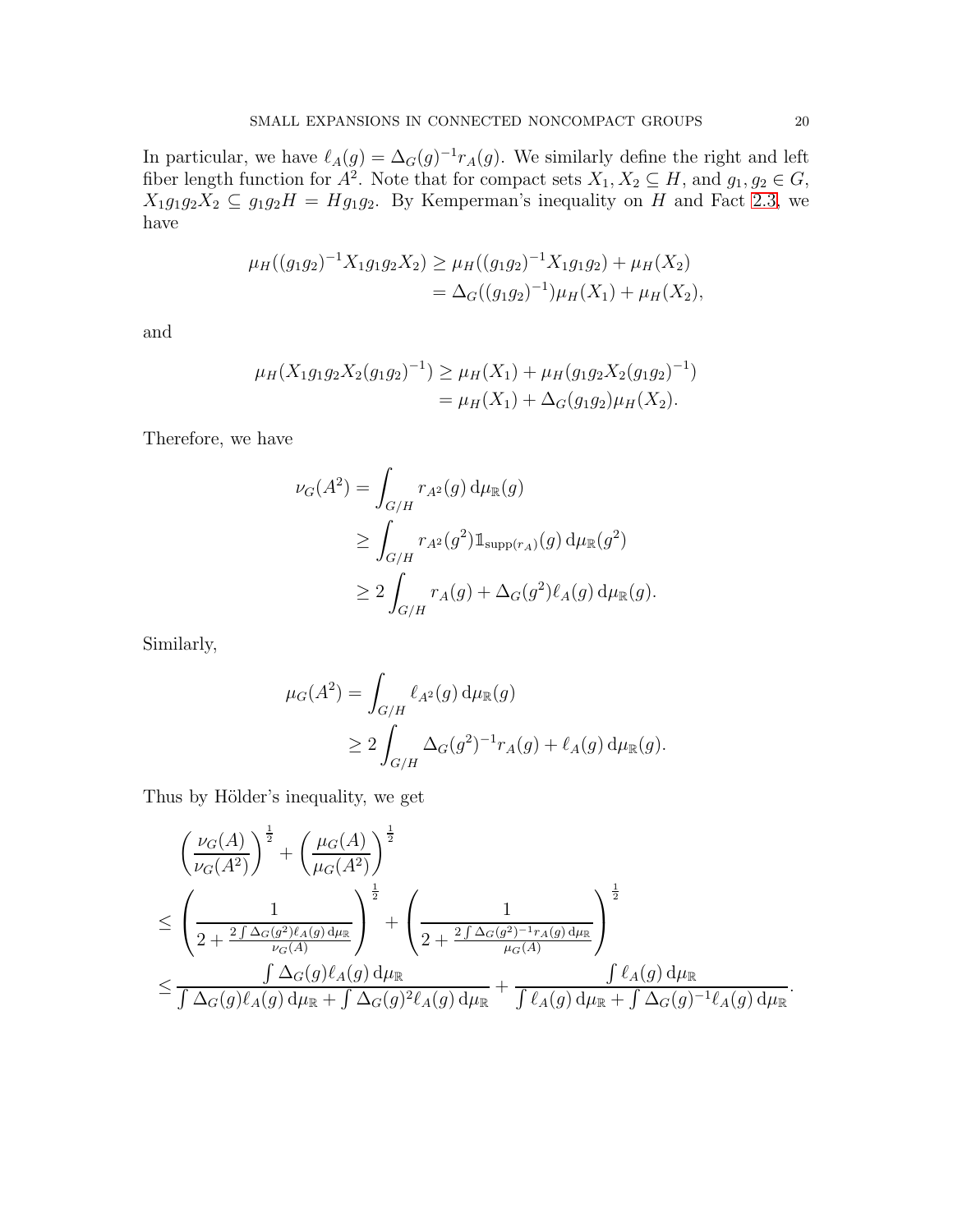In particular, we have $\ell_A(g) = \Delta_G(g)^{-1} r_A(g)$. We similarly define the right and left fiber length function for $A^2$. Note that for compact sets $X_1, X_2 \subseteq H$, and $g_1, g_2 \in G$, $X_1 g_1 g_2 X_2 \subseteq g_1 g_2 H = H g_1 g_2$. By Kemperman's inequality on $H$ and Fact 2.3, we have

$$
\begin{aligned}
\mu_H((g_1g_2)^{-1}X_1g_1g_2X_2) &\geq \mu_H((g_1g_2)^{-1}X_1g_1g_2) + \mu_H(X_2) \\
&= \Delta_G((g_1g_2)^{-1})\mu_H(X_1) + \mu_H(X_2),
\end{aligned}
$$

and

$$
\begin{aligned}
\mu_H(X_1g_1g_2X_2(g_1g_2)^{-1}) &\geq \mu_H(X_1) + \mu_H(g_1g_2X_2(g_1g_2)^{-1}) \\
&= \mu_H(X_1) + \Delta_G(g_1g_2)\mu_H(X_2).
\end{aligned}
$$

Therefore, we have

$$
\begin{aligned}
\nu_G(A^2) &= \int_{G/H} r_{A^2}(g) \,\mathrm{d}\mu_{\mathbb{R}}(g) \\
&\geq \int_{G/H} r_{A^2}(g^2)\mathbb{1}_{\mathrm{supp}(r_A)}(g) \,\mathrm{d}\mu_{\mathbb{R}}(g^2) \\
&\geq 2\int_{G/H} r_A(g) + \Delta_G(g^2)\ell_A(g) \,\mathrm{d}\mu_{\mathbb{R}}(g).
\end{aligned}
$$

Similarly,

$$
\begin{aligned}
\mu_G(A^2) &= \int_{G/H} \ell_{A^2}(g) \,\mathrm{d}\mu_{\mathbb{R}}(g) \\
&\geq 2\int_{G/H} \Delta_G(g^2)^{-1} r_A(g) + \ell_A(g) \,\mathrm{d}\mu_{\mathbb{R}}(g).
\end{aligned}
$$

Thus by Hölder's inequality, we get

$$
\begin{aligned}
&\left(\frac{\nu_G(A)}{\nu_G(A^2)}\right)^{\frac{1}{2}} + \left(\frac{\mu_G(A)}{\mu_G(A^2)}\right)^{\frac{1}{2}} \\
\leq& \left(\frac{1}{2 + \frac{2\int \Delta_G(g^2)\ell_A(g)\,\mathrm{d}\mu_{\mathbb{R}}}{\nu_G(A)}}\right)^{\frac{1}{2}} + \left(\frac{1}{2 + \frac{2\int \Delta_G(g^2)^{-1}r_A(g)\,\mathrm{d}\mu_{\mathbb{R}}}{\mu_G(A)}}\right)^{\frac{1}{2}} \\
\leq& \frac{\int \Delta_G(g)\ell_A(g)\,\mathrm{d}\mu_{\mathbb{R}}}{\int \Delta_G(g)\ell_A(g)\,\mathrm{d}\mu_{\mathbb{R}} + \int \Delta_G(g)^2\ell_A(g)\,\mathrm{d}\mu_{\mathbb{R}}} + \frac{\int \ell_A(g)\,\mathrm{d}\mu_{\mathbb{R}}}{\int \ell_A(g)\,\mathrm{d}\mu_{\mathbb{R}} + \int \Delta_G(g)^{-1}\ell_A(g)\,\mathrm{d}\mu_{\mathbb{R}}}.
\end{aligned}
$$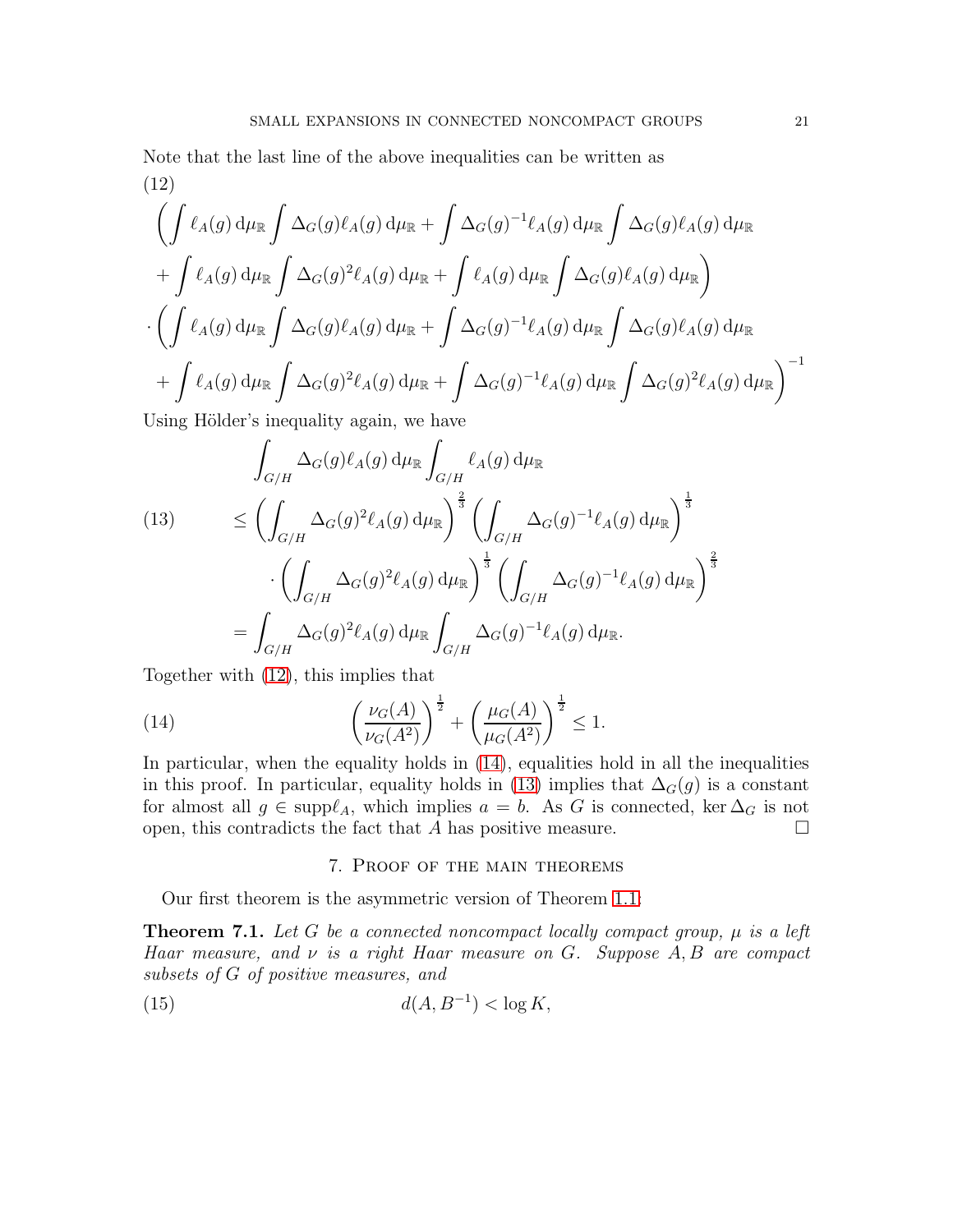Note that the last line of the above inequalities can be written as

(12)

$$
\begin{aligned}
&\Bigg(\int \ell_A(g)\,\mathrm{d}\mu_{\mathbb{R}} \int \Delta_G(g)\ell_A(g)\,\mathrm{d}\mu_{\mathbb{R}} + \int \Delta_G(g)^{-1}\ell_A(g)\,\mathrm{d}\mu_{\mathbb{R}} \int \Delta_G(g)\ell_A(g)\,\mathrm{d}\mu_{\mathbb{R}} \\
&+ \int \ell_A(g)\,\mathrm{d}\mu_{\mathbb{R}} \int \Delta_G(g)^2\ell_A(g)\,\mathrm{d}\mu_{\mathbb{R}} + \int \ell_A(g)\,\mathrm{d}\mu_{\mathbb{R}} \int \Delta_G(g)\ell_A(g)\,\mathrm{d}\mu_{\mathbb{R}}\Bigg) \\
&\cdot \Bigg(\int \ell_A(g)\,\mathrm{d}\mu_{\mathbb{R}} \int \Delta_G(g)\ell_A(g)\,\mathrm{d}\mu_{\mathbb{R}} + \int \Delta_G(g)^{-1}\ell_A(g)\,\mathrm{d}\mu_{\mathbb{R}} \int \Delta_G(g)\ell_A(g)\,\mathrm{d}\mu_{\mathbb{R}} \\
&+ \int \ell_A(g)\,\mathrm{d}\mu_{\mathbb{R}} \int \Delta_G(g)^2\ell_A(g)\,\mathrm{d}\mu_{\mathbb{R}} + \int \Delta_G(g)^{-1}\ell_A(g)\,\mathrm{d}\mu_{\mathbb{R}} \int \Delta_G(g)^2\ell_A(g)\,\mathrm{d}\mu_{\mathbb{R}}\Bigg)^{-1}
\end{aligned}
$$

Using Hölder's inequality again, we have

$$
\begin{aligned}
&\int_{G/H} \Delta_G(g)\ell_A(g)\,\mathrm{d}\mu_{\mathbb{R}} \int_{G/H} \ell_A(g)\,\mathrm{d}\mu_{\mathbb{R}} \\
&\le \left(\int_{G/H} \Delta_G(g)^2\ell_A(g)\,\mathrm{d}\mu_{\mathbb{R}}\right)^{\frac{2}{3}} \left(\int_{G/H} \Delta_G(g)^{-1}\ell_A(g)\,\mathrm{d}\mu_{\mathbb{R}}\right)^{\frac{1}{3}} \\
&\quad \cdot \left(\int_{G/H} \Delta_G(g)^2\ell_A(g)\,\mathrm{d}\mu_{\mathbb{R}}\right)^{\frac{1}{3}} \left(\int_{G/H} \Delta_G(g)^{-1}\ell_A(g)\,\mathrm{d}\mu_{\mathbb{R}}\right)^{\frac{2}{3}} \\
&= \int_{G/H} \Delta_G(g)^2\ell_A(g)\,\mathrm{d}\mu_{\mathbb{R}} \int_{G/H} \Delta_G(g)^{-1}\ell_A(g)\,\mathrm{d}\mu_{\mathbb{R}}.
\end{aligned} \tag{13}
$$

Together with (12), this implies that

$$
\left(\frac{\nu_G(A)}{\nu_G(A^2)}\right)^{\frac{1}{2}} + \left(\frac{\mu_G(A)}{\mu_G(A^2)}\right)^{\frac{1}{2}} \le 1. \tag{14}
$$

In particular, when the equality holds in (14), equalities hold in all the inequalities in this proof. In particular, equality holds in (13) implies that $\Delta_G(g)$ is a constant for almost all $g \in \mathrm{supp}\ell_A$, which implies $a = b$. As $G$ is connected, $\ker \Delta_G$ is not open, this contradicts the fact that $A$ has positive measure. $\square$

## 7. Proof of the main theorems

Our first theorem is the asymmetric version of Theorem 1.1:

**Theorem 7.1.** *Let $G$ be a connected noncompact locally compact group, $\mu$ is a left Haar measure, and $\nu$ is a right Haar measure on $G$. Suppose $A, B$ are compact subsets of $G$ of positive measures, and*

$$
d(A, B^{-1}) < \log K, \tag{15}
$$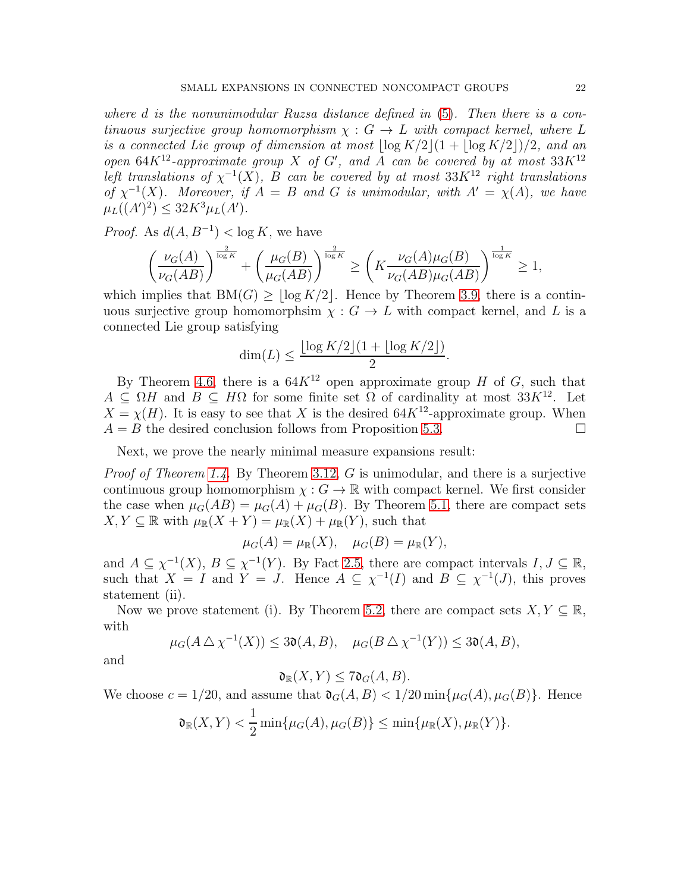*where $d$ is the nonunimodular Ruzsa distance defined in (5). Then there is a continuous surjective group homomorphism $\chi : G \to L$ with compact kernel, where $L$ is a connected Lie group of dimension at most $\lfloor \log K/2 \rfloor (1 + \lfloor \log K/2 \rfloor)/2$, and an open $64K^{12}$-approximate group $X$ of $G'$, and $A$ can be covered by at most $33K^{12}$ left translations of $\chi^{-1}(X)$, $B$ can be covered by at most $33K^{12}$ right translations of $\chi^{-1}(X)$. Moreover, if $A = B$ and $G$ is unimodular, with $A' = \chi(A)$, we have $\mu_L((A')^2) \leq 32K^3 \mu_L(A')$.*

*Proof.* As $d(A, B^{-1}) < \log K$, we have

$$\left(\frac{\nu_G(A)}{\nu_G(AB)}\right)^{\frac{2}{\log K}} + \left(\frac{\mu_G(B)}{\mu_G(AB)}\right)^{\frac{2}{\log K}} \geq \left(K \frac{\nu_G(A)\mu_G(B)}{\nu_G(AB)\mu_G(AB)}\right)^{\frac{1}{\log K}} \geq 1,$$

which implies that $\mathrm{BM}(G) \geq \lfloor \log K/2 \rfloor$. Hence by Theorem 3.9, there is a continuous surjective group homomorphsim $\chi : G \to L$ with compact kernel, and $L$ is a connected Lie group satisfying

$$\dim(L) \leq \frac{\lfloor \log K/2 \rfloor (1 + \lfloor \log K/2 \rfloor)}{2}.$$

By Theorem 4.6, there is a $64K^{12}$ open approximate group $H$ of $G$, such that $A \subseteq \Omega H$ and $B \subseteq H\Omega$ for some finite set $\Omega$ of cardinality at most $33K^{12}$. Let $X = \chi(H)$. It is easy to see that $X$ is the desired $64K^{12}$-approximate group. When $A = B$ the desired conclusion follows from Proposition 5.3. $\square$

Next, we prove the nearly minimal measure expansions result:

*Proof of Theorem 1.4.* By Theorem 3.12, $G$ is unimodular, and there is a surjective continuous group homomorphism $\chi : G \to \mathbb{R}$ with compact kernel. We first consider the case when $\mu_G(AB) = \mu_G(A) + \mu_G(B)$. By Theorem 5.1, there are compact sets $X, Y \subseteq \mathbb{R}$ with $\mu_{\mathbb{R}}(X + Y) = \mu_{\mathbb{R}}(X) + \mu_{\mathbb{R}}(Y)$, such that

$$\mu_G(A) = \mu_{\mathbb{R}}(X), \quad \mu_G(B) = \mu_{\mathbb{R}}(Y),$$

and $A \subseteq \chi^{-1}(X)$, $B \subseteq \chi^{-1}(Y)$. By Fact 2.5, there are compact intervals $I, J \subseteq \mathbb{R}$, such that $X = I$ and $Y = J$. Hence $A \subseteq \chi^{-1}(I)$ and $B \subseteq \chi^{-1}(J)$, this proves statement (ii).

Now we prove statement (i). By Theorem 5.2, there are compact sets $X, Y \subseteq \mathbb{R}$, with

$$\mu_G(A \triangle \chi^{-1}(X)) \leq 3\mathfrak{d}(A, B), \quad \mu_G(B \triangle \chi^{-1}(Y)) \leq 3\mathfrak{d}(A, B),$$

and

$$\mathfrak{d}_{\mathbb{R}}(X, Y) \leq 7\mathfrak{d}_G(A, B).$$

We choose $c = 1/20$, and assume that $\mathfrak{d}_G(A, B) < 1/20 \min\{\mu_G(A), \mu_G(B)\}$. Hence

$$\mathfrak{d}_{\mathbb{R}}(X, Y) < \frac{1}{2} \min\{\mu_G(A), \mu_G(B)\} \leq \min\{\mu_{\mathbb{R}}(X), \mu_{\mathbb{R}}(Y)\}.$$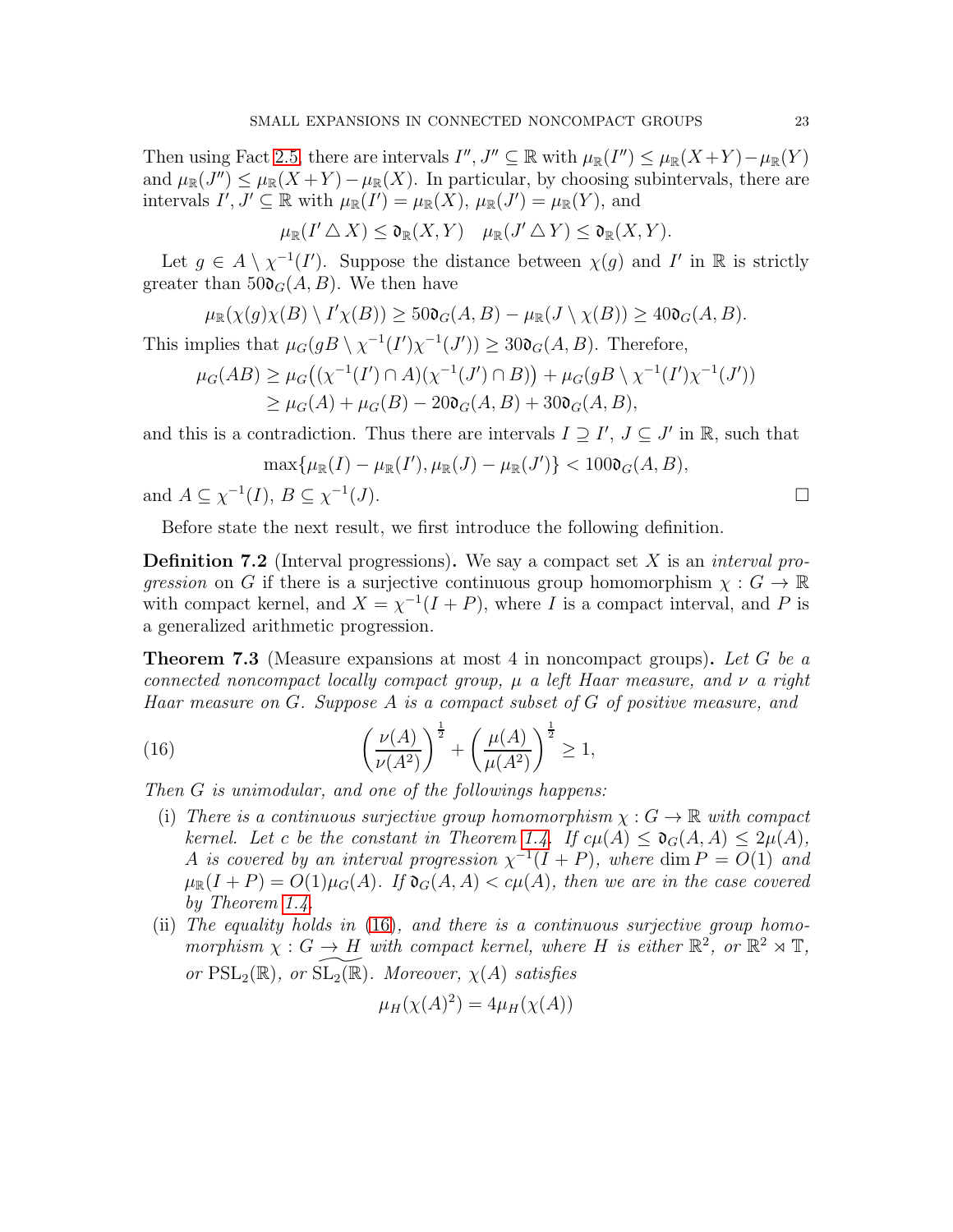Then using Fact 2.5, there are intervals $I'', J'' \subseteq \mathbb{R}$ with $\mu_{\mathbb{R}}(I'') \leq \mu_{\mathbb{R}}(X+Y) - \mu_{\mathbb{R}}(Y)$ and $\mu_{\mathbb{R}}(J'') \leq \mu_{\mathbb{R}}(X+Y) - \mu_{\mathbb{R}}(X)$. In particular, by choosing subintervals, there are intervals $I', J' \subseteq \mathbb{R}$ with $\mu_{\mathbb{R}}(I') = \mu_{\mathbb{R}}(X)$, $\mu_{\mathbb{R}}(J') = \mu_{\mathbb{R}}(Y)$, and

$$\mu_{\mathbb{R}}(I' \triangle X) \leq \mathfrak{d}_{\mathbb{R}}(X, Y) \quad \mu_{\mathbb{R}}(J' \triangle Y) \leq \mathfrak{d}_{\mathbb{R}}(X, Y).$$

Let $g \in A \setminus \chi^{-1}(I')$. Suppose the distance between $\chi(g)$ and $I'$ in $\mathbb{R}$ is strictly greater than $50\mathfrak{d}_G(A, B)$. We then have

$$\mu_{\mathbb{R}}(\chi(g)\chi(B) \setminus I'\chi(B)) \geq 50\mathfrak{d}_G(A, B) - \mu_{\mathbb{R}}(J \setminus \chi(B)) \geq 40\mathfrak{d}_G(A, B).$$

This implies that $\mu_G(gB \setminus \chi^{-1}(I')\chi^{-1}(J')) \geq 30\mathfrak{d}_G(A, B)$. Therefore,

$$\begin{aligned}
\mu_G(AB) &\geq \mu_G\big((\chi^{-1}(I') \cap A)(\chi^{-1}(J') \cap B)\big) + \mu_G(gB \setminus \chi^{-1}(I')\chi^{-1}(J')) \\
&\geq \mu_G(A) + \mu_G(B) - 20\mathfrak{d}_G(A, B) + 30\mathfrak{d}_G(A, B),
\end{aligned}$$

and this is a contradiction. Thus there are intervals $I \supseteq I'$, $J \subseteq J'$ in $\mathbb{R}$, such that

$$\max\{\mu_{\mathbb{R}}(I) - \mu_{\mathbb{R}}(I'), \mu_{\mathbb{R}}(J) - \mu_{\mathbb{R}}(J')\} < 100\mathfrak{d}_G(A, B),$$

and $A \subseteq \chi^{-1}(I)$, $B \subseteq \chi^{-1}(J)$. $\square$

Before state the next result, we first introduce the following definition.

**Definition 7.2** (Interval progressions)**.** We say a compact set $X$ is an *interval progression* on $G$ if there is a surjective continuous group homomorphism $\chi : G \to \mathbb{R}$ with compact kernel, and $X = \chi^{-1}(I + P)$, where $I$ is a compact interval, and $P$ is a generalized arithmetic progression.

**Theorem 7.3** (Measure expansions at most 4 in noncompact groups)**.** *Let $G$ be a connected noncompact locally compact group, $\mu$ a left Haar measure, and $\nu$ a right Haar measure on $G$. Suppose $A$ is a compact subset of $G$ of positive measure, and*

$$\left(\frac{\nu(A)}{\nu(A^2)}\right)^{\frac{1}{2}} + \left(\frac{\mu(A)}{\mu(A^2)}\right)^{\frac{1}{2}} \geq 1, \tag{16}$$

*Then $G$ is unimodular, and one of the followings happens:*

- (i) *There is a continuous surjective group homomorphism $\chi : G \to \mathbb{R}$ with compact kernel. Let $c$ be the constant in Theorem 1.4. If $c\mu(A) \leq \mathfrak{d}_G(A, A) \leq 2\mu(A)$, $A$ is covered by an interval progression $\chi^{-1}(I + P)$, where $\dim P = O(1)$ and $\mu_{\mathbb{R}}(I + P) = O(1)\mu_G(A)$. If $\mathfrak{d}_G(A, A) < c\mu(A)$, then we are in the case covered by Theorem 1.4.*
- (ii) *The equality holds in (16), and there is a continuous surjective group homomorphism $\chi : G \to H$ with compact kernel, where $H$ is either $\mathbb{R}^2$, or $\mathbb{R}^2 \rtimes \mathbb{T}$, or $\mathrm{PSL}_2(\mathbb{R})$, or $\widetilde{\mathrm{SL}_2}(\mathbb{R})$. Moreover, $\chi(A)$ satisfies*

$$\mu_H(\chi(A)^2) = 4\mu_H(\chi(A))$$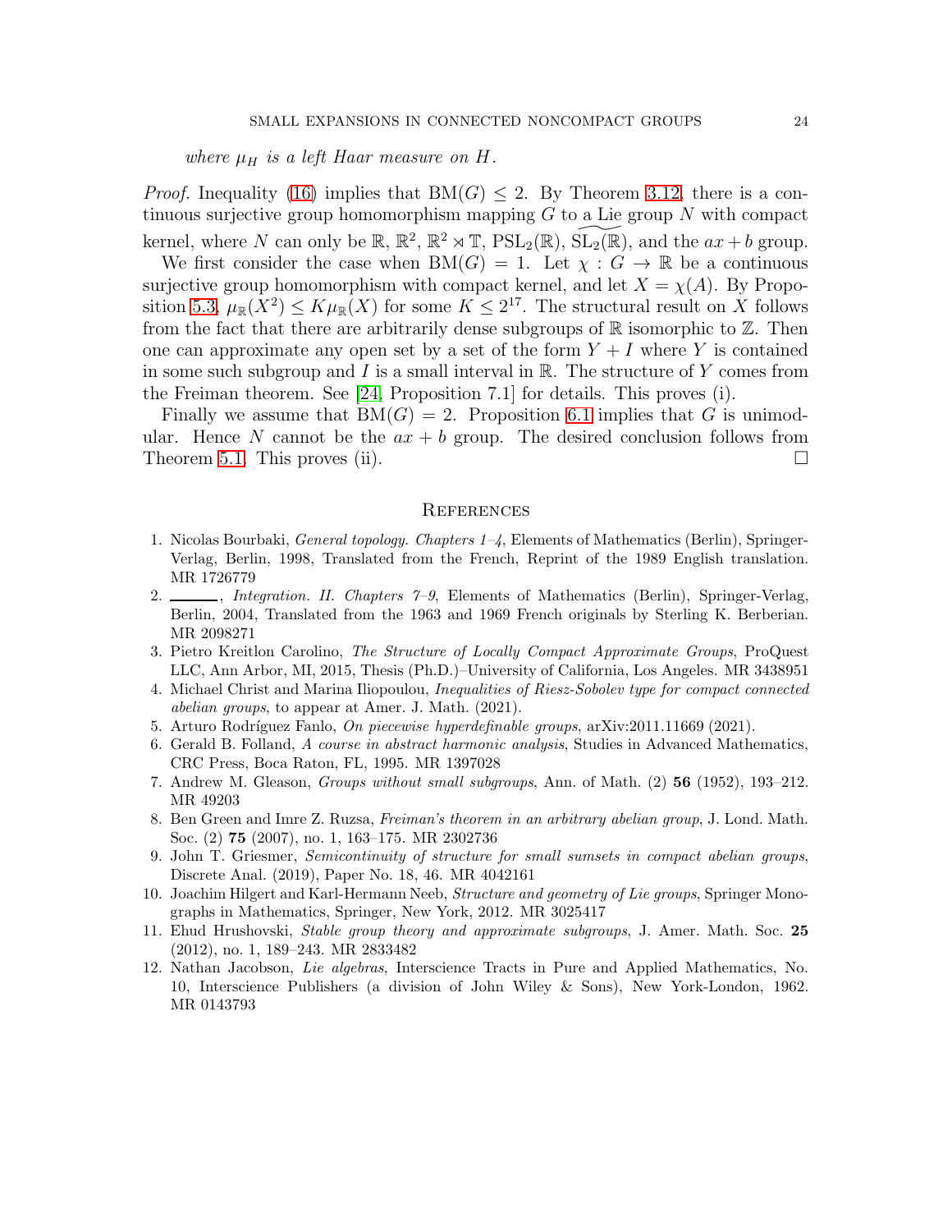*where $\mu_H$ is a left Haar measure on $H$.*

*Proof.* Inequality (16) implies that $\mathrm{BM}(G) \leq 2$. By Theorem 3.12, there is a continuous surjective group homomorphism mapping $G$ to a Lie group $N$ with compact kernel, where $N$ can only be $\mathbb{R}$, $\mathbb{R}^2$, $\mathbb{R}^2 \rtimes \mathbb{T}$, $\mathrm{PSL}_2(\mathbb{R})$, $\widetilde{\mathrm{SL}_2(\mathbb{R})}$, and the $ax+b$ group.

We first consider the case when $\mathrm{BM}(G) = 1$. Let $\chi : G \to \mathbb{R}$ be a continuous surjective group homomorphism with compact kernel, and let $X = \chi(A)$. By Proposition 5.3, $\mu_{\mathbb{R}}(X^2) \leq K\mu_{\mathbb{R}}(X)$ for some $K \leq 2^{17}$. The structural result on $X$ follows from the fact that there are arbitrarily dense subgroups of $\mathbb{R}$ isomorphic to $\mathbb{Z}$. Then one can approximate any open set by a set of the form $Y + I$ where $Y$ is contained in some such subgroup and $I$ is a small interval in $\mathbb{R}$. The structure of $Y$ comes from the Freiman theorem. See [24, Proposition 7.1] for details. This proves (i).

Finally we assume that $\mathrm{BM}(G) = 2$. Proposition 6.1 implies that $G$ is unimodular. Hence $N$ cannot be the $ax+b$ group. The desired conclusion follows from Theorem 5.1. This proves (ii). $\square$

## References

1. Nicolas Bourbaki, *General topology. Chapters 1–4*, Elements of Mathematics (Berlin), Springer-Verlag, Berlin, 1998, Translated from the French, Reprint of the 1989 English translation. MR 1726779
2. ———, *Integration. II. Chapters 7–9*, Elements of Mathematics (Berlin), Springer-Verlag, Berlin, 2004, Translated from the 1963 and 1969 French originals by Sterling K. Berberian. MR 2098271
3. Pietro Kreitlon Carolino, *The Structure of Locally Compact Approximate Groups*, ProQuest LLC, Ann Arbor, MI, 2015, Thesis (Ph.D.)–University of California, Los Angeles. MR 3438951
4. Michael Christ and Marina Iliopoulou, *Inequalities of Riesz-Sobolev type for compact connected abelian groups*, to appear at Amer. J. Math. (2021).
5. Arturo Rodríguez Fanlo, *On piecewise hyperdefinable groups*, arXiv:2011.11669 (2021).
6. Gerald B. Folland, *A course in abstract harmonic analysis*, Studies in Advanced Mathematics, CRC Press, Boca Raton, FL, 1995. MR 1397028
7. Andrew M. Gleason, *Groups without small subgroups*, Ann. of Math. (2) **56** (1952), 193–212. MR 49203
8. Ben Green and Imre Z. Ruzsa, *Freiman's theorem in an arbitrary abelian group*, J. Lond. Math. Soc. (2) **75** (2007), no. 1, 163–175. MR 2302736
9. John T. Griesmer, *Semicontinuity of structure for small sumsets in compact abelian groups*, Discrete Anal. (2019), Paper No. 18, 46. MR 4042161
10. Joachim Hilgert and Karl-Hermann Neeb, *Structure and geometry of Lie groups*, Springer Monographs in Mathematics, Springer, New York, 2012. MR 3025417
11. Ehud Hrushovski, *Stable group theory and approximate subgroups*, J. Amer. Math. Soc. **25** (2012), no. 1, 189–243. MR 2833482
12. Nathan Jacobson, *Lie algebras*, Interscience Tracts in Pure and Applied Mathematics, No. 10, Interscience Publishers (a division of John Wiley & Sons), New York-London, 1962. MR 0143793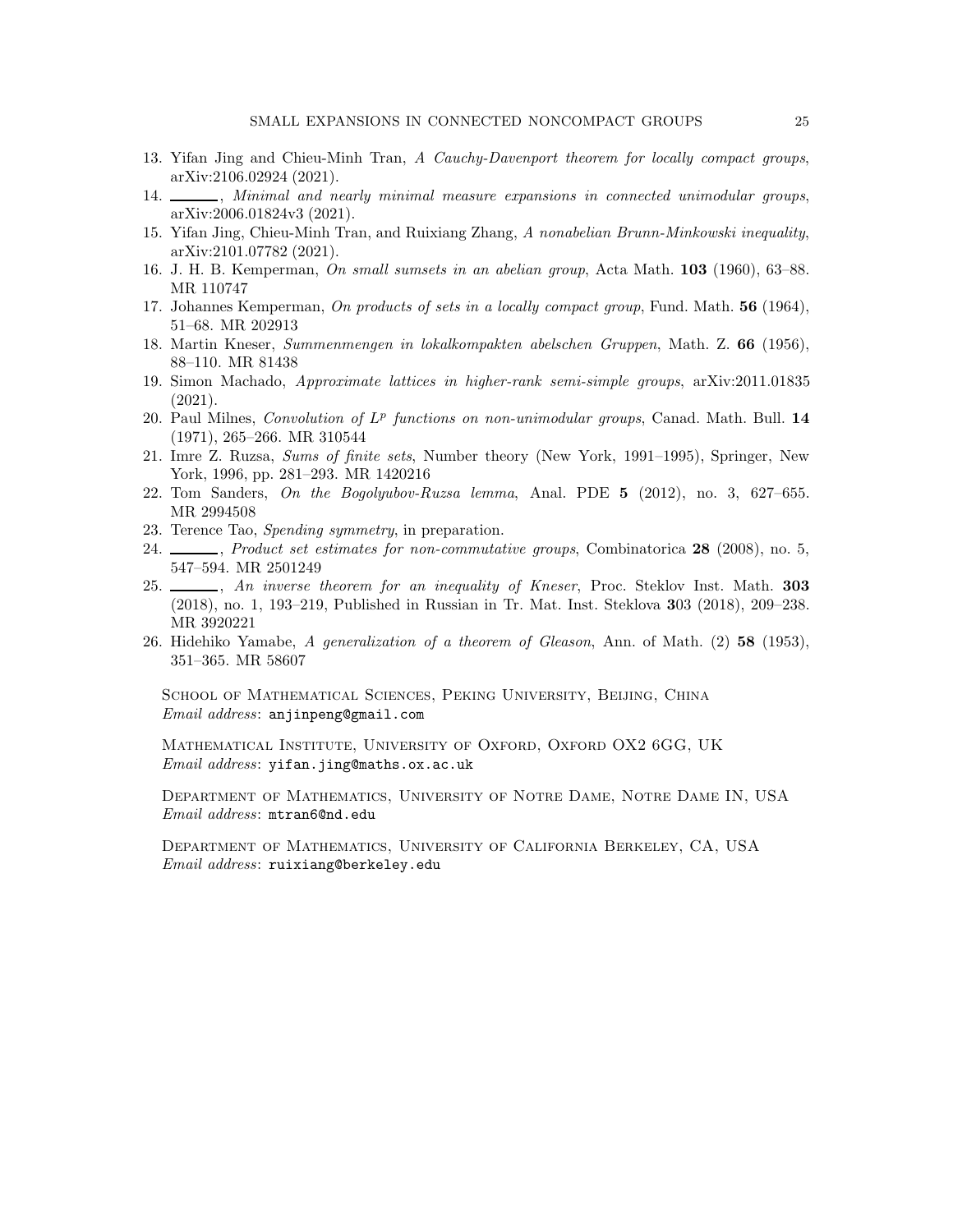13. Yifan Jing and Chieu-Minh Tran, *A Cauchy-Davenport theorem for locally compact groups*, arXiv:2106.02924 (2021).
14. ______, *Minimal and nearly minimal measure expansions in connected unimodular groups*, arXiv:2006.01824v3 (2021).
15. Yifan Jing, Chieu-Minh Tran, and Ruixiang Zhang, *A nonabelian Brunn-Minkowski inequality*, arXiv:2101.07782 (2021).
16. J. H. B. Kemperman, *On small sumsets in an abelian group*, Acta Math. **103** (1960), 63–88. MR 110747
17. Johannes Kemperman, *On products of sets in a locally compact group*, Fund. Math. **56** (1964), 51–68. MR 202913
18. Martin Kneser, *Summenmengen in lokalkompakten abelschen Gruppen*, Math. Z. **66** (1956), 88–110. MR 81438
19. Simon Machado, *Approximate lattices in higher-rank semi-simple groups*, arXiv:2011.01835 (2021).
20. Paul Milnes, *Convolution of $L^p$ functions on non-unimodular groups*, Canad. Math. Bull. **14** (1971), 265–266. MR 310544
21. Imre Z. Ruzsa, *Sums of finite sets*, Number theory (New York, 1991–1995), Springer, New York, 1996, pp. 281–293. MR 1420216
22. Tom Sanders, *On the Bogolyubov-Ruzsa lemma*, Anal. PDE **5** (2012), no. 3, 627–655. MR 2994508
23. Terence Tao, *Spending symmetry*, in preparation.
24. ______, *Product set estimates for non-commutative groups*, Combinatorica **28** (2008), no. 5, 547–594. MR 2501249
25. ______, *An inverse theorem for an inequality of Kneser*, Proc. Steklov Inst. Math. **303** (2018), no. 1, 193–219, Published in Russian in Tr. Mat. Inst. Steklova **3**03 (2018), 209–238. MR 3920221
26. Hidehiko Yamabe, *A generalization of a theorem of Gleason*, Ann. of Math. (2) **58** (1953), 351–365. MR 58607

School of Mathematical Sciences, Peking University, Beijing, China
*Email address*: anjinpeng@gmail.com

Mathematical Institute, University of Oxford, Oxford OX2 6GG, UK
*Email address*: yifan.jing@maths.ox.ac.uk

Department of Mathematics, University of Notre Dame, Notre Dame IN, USA
*Email address*: mtran6@nd.edu

Department of Mathematics, University of California Berkeley, CA, USA
*Email address*: ruixiang@berkeley.edu